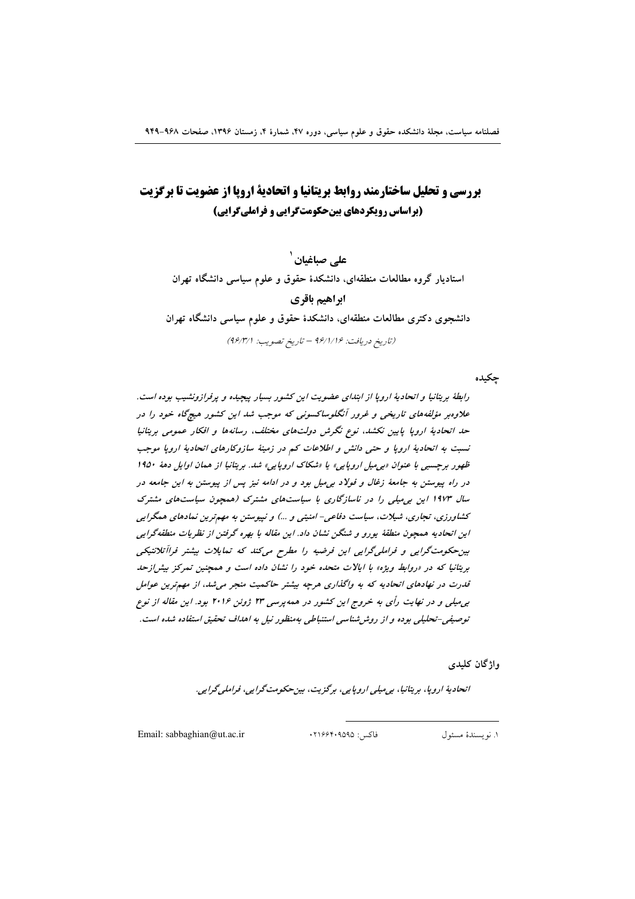# بررسی و تحلیل ساختارمند روابط بریتانیا و اتحادیهٔ اروپا از عضویت تا برگزیت
## (براساس رویکردهای بین‌حکومت‌گرایی و فراملی‌گرایی)

**علی صباغیان**[1]

استادیار گروه مطالعات منطقه‌ای، دانشکدهٔ حقوق و علوم سیاسی دانشگاه تهران

**ابراهیم باقری**

دانشجوی دکتری مطالعات منطقه‌ای، دانشکدهٔ حقوق و علوم سیاسی دانشگاه تهران

(تاریخ دریافت: ۹۶/۱/۱۶ – تاریخ تصویب: ۹۶/۳/۱)

### چکیده

*رابطهٔ بریتانیا و اتحادیهٔ اروپا از ابتدای عضویت این کشور بسیار پیچیده و پرفرازونشیب بوده است. علاوه‌بر مؤلفه‌های تاریخی و غرور آنگلوساکسونی که موجب شد این کشور هیچ‌گاه خود را در حد اتحادیهٔ اروپا پایین نکشد، نوع نگرش دولت‌های مختلف، رسانه‌ها و افکار عمومی بریتانیا نسبت به اتحادیهٔ اروپا و حتی دانش و اطلاعات کم در زمینهٔ سازوکارهای اتحادیهٔ اروپا موجب ظهور برچسبی با عنوان «بی‌میل اروپایی» یا «شکاک اروپایی» شد. بریتانیا از همان اوایل دههٔ ۱۹۵۰ در راه پیوستن به جامعهٔ زغال و فولاد بی‌میل بود و در ادامه نیز پس از پیوستن به این جامعه در سال ۱۹۷۳ این بی‌میلی را در ناسازگاری با سیاست‌های مشترک (همچون سیاست‌های مشترک کشاورزی، تجاری، شیلات، سیاست دفاعی- امنیتی و ...) و نپیوستن به مهم‌ترین نمادهای همگرایی این اتحادیه همچون منطقهٔ یورو و شنگن نشان داد. این مقاله با بهره گرفتن از نظریات منطقه‌گرایی بین‌حکومت‌گرایی و فراملی‌گرایی این فرضیه را مطرح می‌کند که تمایلات بیشتر فراآتلانتیکی بریتانیا که در «روابط ویژه» با ایالات متحده خود را نشان داده است و همچنین تمرکز بیش‌ازحد قدرت در نهادهای اتحادیه که به واگذاری هرچه بیشتر حاکمیت منجر می‌شد، از مهم‌ترین عوامل بی‌میلی و در نهایت رأی به خروج این کشور در همه‌پرسی ۲۳ ژوئن ۲۰۱۶ بود. این مقاله از نوع توصیفی-تحلیلی بوده و از روش‌شناسی استنباطی به‌منظور نیل به اهداف تحقیق استفاده شده است.*

### واژگان کلیدی

*اتحادیهٔ اروپا، بریتانیا، بی‌میلی اروپایی، برگزیت، بین‌حکومت‌گرایی، فراملی‌گرایی.*

---

[1] نویسندهٔ مسئول     فاکس: ۰۲۱۶۶۴۰۹۵۹۵     Email: sabbaghian@ut.ac.ir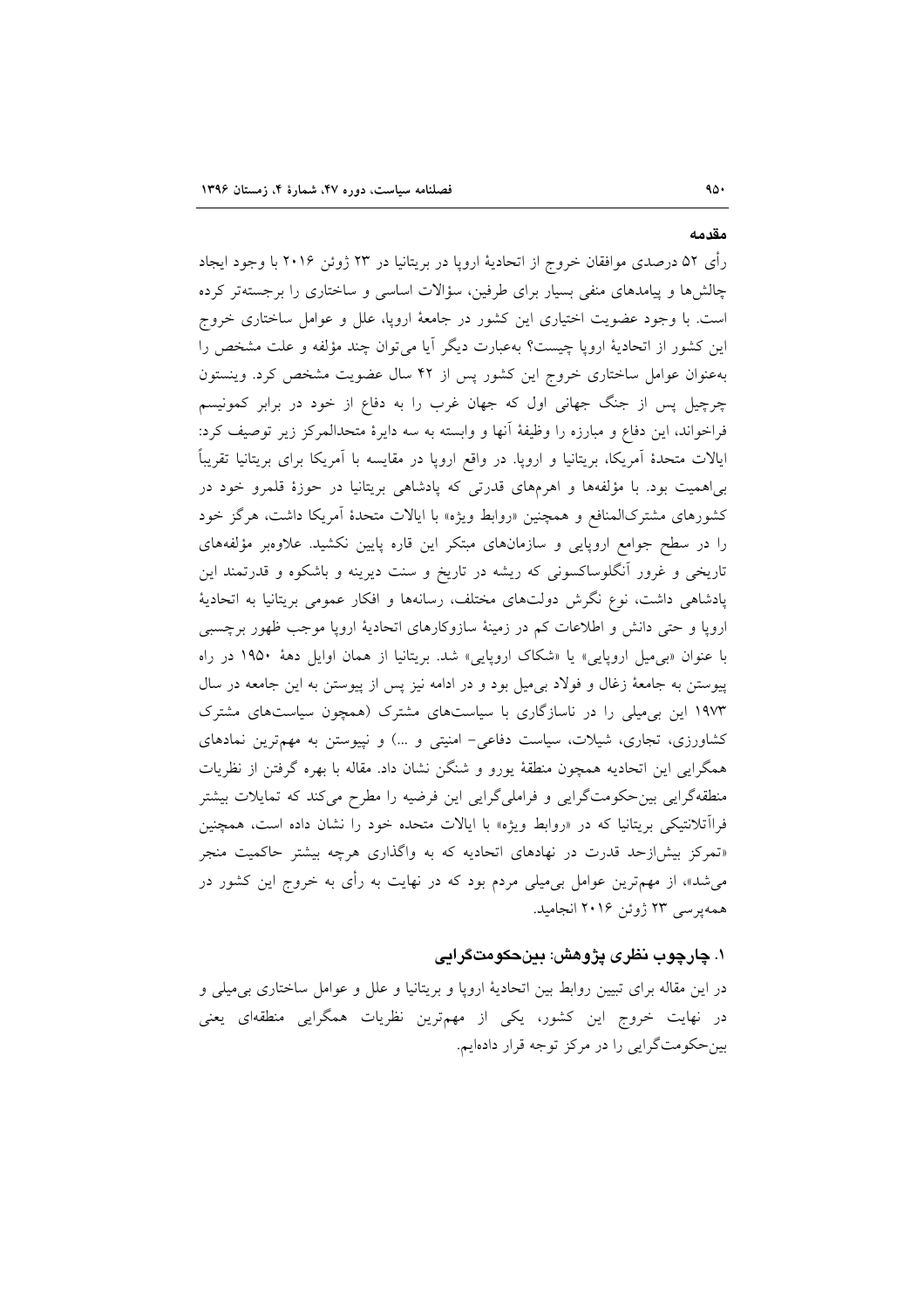## مقدمه

رأی ۵۲ درصدی موافقان خروج از اتحادیهٔ اروپا در بریتانیا در ۲۳ ژوئن ۲۰۱۶ با وجود ایجاد چالش‌ها و پیامدهای منفی بسیار برای طرفین، سؤالات اساسی و ساختاری را برجسته‌تر کرده است. با وجود عضویت اختیاری این کشور در جامعهٔ اروپا، علل و عوامل ساختاری خروج این کشور از اتحادیهٔ اروپا چیست؟ به‌عبارت دیگر آیا می‌توان چند مؤلفه و علت مشخص را به‌عنوان عوامل ساختاری خروج این کشور پس از ۴۲ سال عضویت مشخص کرد. وینستون چرچیل پس از جنگ جهانی اول که جهان غرب را به دفاع از خود در برابر کمونیسم فراخواند، این دفاع و مبارزه را وظیفهٔ آنها و وابسته به سه دایرهٔ متحدالمرکز زیر توصیف کرد: ایالات متحدهٔ آمریکا، بریتانیا و اروپا. در واقع اروپا در مقایسه با آمریکا برای بریتانیا تقریباً بی‌اهمیت بود. با مؤلفه‌ها و اهرم‌های قدرتی که پادشاهی بریتانیا در حوزهٔ قلمرو خود در کشورهای مشترک‌المنافع و همچنین «روابط ویژه» با ایالات متحدهٔ آمریکا داشت، هرگز خود را در سطح جوامع اروپایی و سازمان‌های مبتکر این قاره پایین نکشید. علاوه‌بر مؤلفه‌های تاریخی و غرور آنگلوساکسونی که ریشه در تاریخ و سنت دیرینه و باشکوه و قدرتمند این پادشاهی داشت، نوع نگرش دولت‌های مختلف، رسانه‌ها و افکار عمومی بریتانیا به اتحادیهٔ اروپا و حتی دانش و اطلاعات کم در زمینهٔ سازوکارهای اتحادیهٔ اروپا موجب ظهور برچسبی با عنوان «بی‌میل اروپایی» یا «شکاک اروپایی» شد. بریتانیا از همان اوایل دههٔ ۱۹۵۰ در راه پیوستن به جامعهٔ زغال و فولاد بی‌میل بود و در ادامه نیز پس از پیوستن به این جامعه در سال ۱۹۷۳ این بی‌میلی را در ناسازگاری با سیاست‌های مشترک (همچون سیاست‌های مشترک کشاورزی، تجاری، شیلات، سیاست دفاعی- امنیتی و ...) و نپیوستن به مهم‌ترین نمادهای همگرایی این اتحادیه همچون منطقهٔ یورو و شنگن نشان داد. مقاله با بهره گرفتن از نظریات منطقه‌گرایی بین‌حکومت‌گرایی و فراملی‌گرایی این فرضیه را مطرح می‌کند که تمایلات بیشتر فراآتلانتیکی بریتانیا که در «روابط ویژه» با ایالات متحده خود را نشان داده است، همچنین «تمرکز بیش‌ازحد قدرت در نهادهای اتحادیه که به واگذاری هرچه بیشتر حاکمیت منجر می‌شد»، از مهم‌ترین عوامل بی‌میلی مردم بود که در نهایت به رأی به خروج این کشور در همه‌پرسی ۲۳ ژوئن ۲۰۱۶ انجامید.

## ۱. چارچوب نظری پژوهش: بین‌حکومت‌گرایی

در این مقاله برای تبیین روابط بین اتحادیهٔ اروپا و بریتانیا و علل و عوامل ساختاری بی‌میلی و در نهایت خروج این کشور، یکی از مهم‌ترین نظریات همگرایی منطقه‌ای یعنی بین‌حکومت‌گرایی را در مرکز توجه قرار داده‌ایم.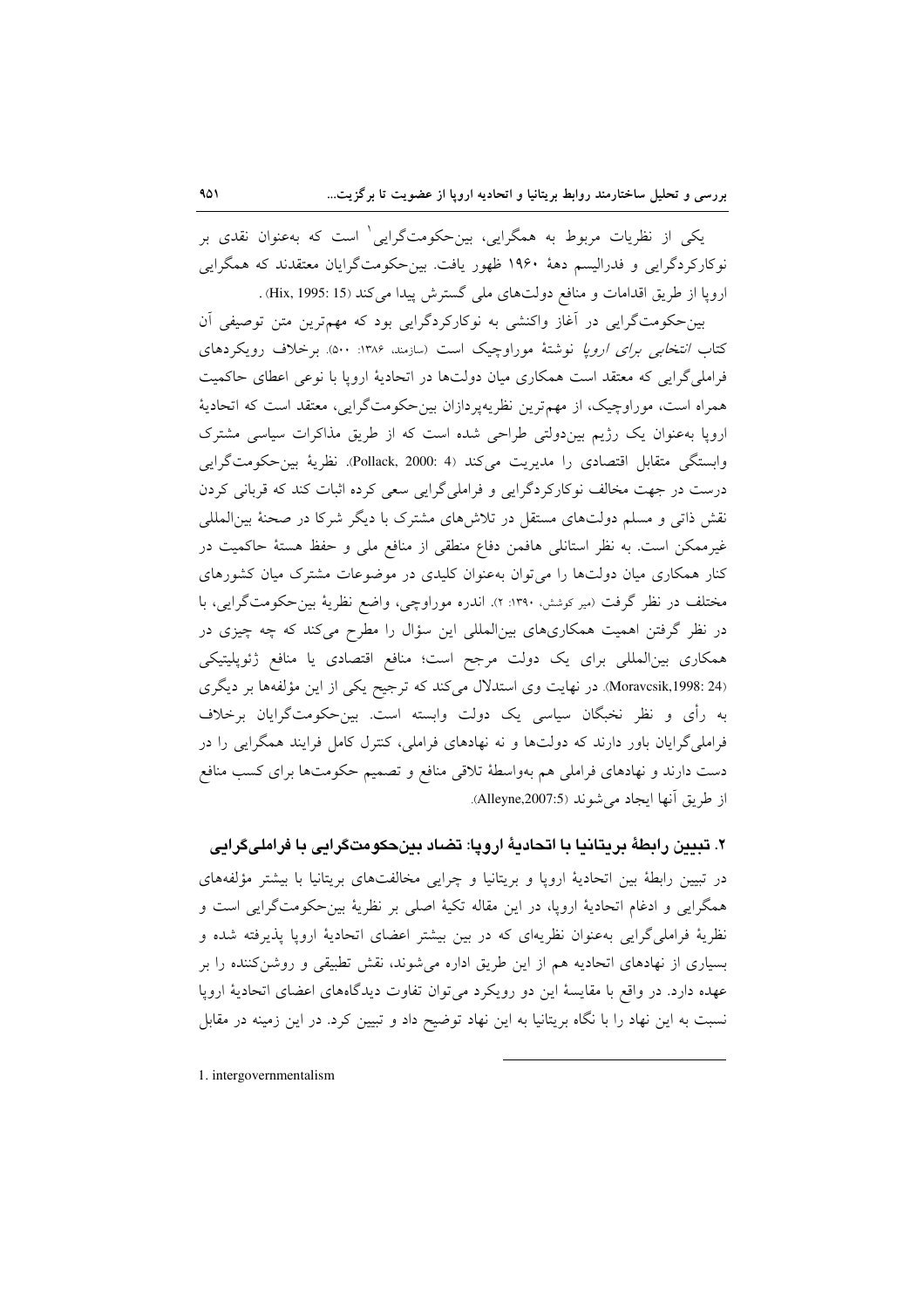یکی از نظریات مربوط به همگرایی، بین‌حکومت‌گرایی[1] است که به‌عنوان نقدی بر نوکارکردگرایی و فدرالیسم دهۀ ۱۹۶۰ ظهور یافت. بین‌حکومت‌گرایان معتقدند که همگرایی اروپا از طریق اقدامات و منافع دولت‌های ملی گسترش پیدا می‌کند (Hix, 1995: 15) .

بین‌حکومت‌گرایی در آغاز واکنشی به نوکارکردگرایی بود که مهم‌ترین متن توصیفی آن کتاب *انتخابی برای اروپا* نوشتۀ موراوچیک است (سازمند، ۱۳۸۶: ۵۰۰). برخلاف رویکردهای فراملی‌گرایی که معتقد است همکاری میان دولت‌ها در اتحادیۀ اروپا با نوعی اعطای حاکمیت همراه است، موراوچیک، از مهم‌ترین نظریه‌پردازان بین‌حکومت‌گرایی، معتقد است که اتحادیۀ اروپا به‌عنوان یک رژیم بین‌دولتی طراحی شده است که از طریق مذاکرات سیاسی مشترک وابستگی متقابل اقتصادی را مدیریت می‌کند (Pollack, 2000: 4). نظریۀ بین‌حکومت‌گرایی درست در جهت مخالف نوکارکردگرایی و فراملی‌گرایی سعی کرده اثبات کند که قربانی کردن نقش ذاتی و مسلم دولت‌های مستقل در تلاش‌های مشترک با دیگر شرکا در صحنۀ بین‌المللی غیرممکن است. به نظر استانلی هافمن دفاع منطقی از منافع ملی و حفظ هستۀ حاکمیت در کنار همکاری میان دولت‌ها را می‌توان به‌عنوان یک الگوی کلیدی در موضوعات مشترک میان کشورهای مختلف در نظر گرفت (میر کوشش، ۱۳۹۰: ۲). اندره موراوچی، واضع نظریۀ بین‌حکومت‌گرایی، با در نظر گرفتن اهمیت همکاری‌های بین‌المللی این سؤال را مطرح می‌کند که چه چیزی در همکاری بین‌المللی برای یک دولت مرجح است؛ منافع اقتصادی یا منافع ژئوپلیتیکی (Moravcsik,1998: 24). در نهایت وی استدلال می‌کند که ترجیح یکی از این مؤلفه‌ها بر دیگری به رأی و نظر نخبگان سیاسی یک دولت وابسته است. بین‌حکومت‌گرایان برخلاف فراملی‌گرایان باور دارند که دولت‌ها و نه نهادهای فراملی، کنترل کامل فرایند همگرایی را در دست دارند و نهادهای فراملی هم به‌واسطۀ تلاقی منافع و تصمیم حکومت‌ها برای کسب منافع از طریق آنها ایجاد می‌شوند (Alleyne,2007:5).

## ۲. تبیین رابطۀ بریتانیا با اتحادیۀ اروپا: تضاد بین‌حکومت‌گرایی با فراملی‌گرایی

در تبیین رابطۀ بین اتحادیۀ اروپا و بریتانیا و چرایی مخالفت‌های بریتانیا با بیشتر مؤلفه‌های همگرایی و ادغام اتحادیۀ اروپا، در این مقاله تکیۀ اصلی بر نظریۀ بین‌حکومت‌گرایی است و نظریۀ فراملی‌گرایی به‌عنوان نظریه‌ای که در بین بیشتر اعضای اتحادیۀ اروپا پذیرفته شده و بسیاری از نهادهای اتحادیه هم از این طریق اداره می‌شوند، نقش تطبیقی و روشن‌کننده را بر عهده دارد. در واقع با مقایسۀ این دو رویکرد می‌توان تفاوت دیدگاه‌های اعضای اتحادیۀ اروپا نسبت به این نهاد را با نگاه بریتانیا به این نهاد توضیح داد و تبیین کرد. در این زمینه در مقابل

---

1. intergovernmentalism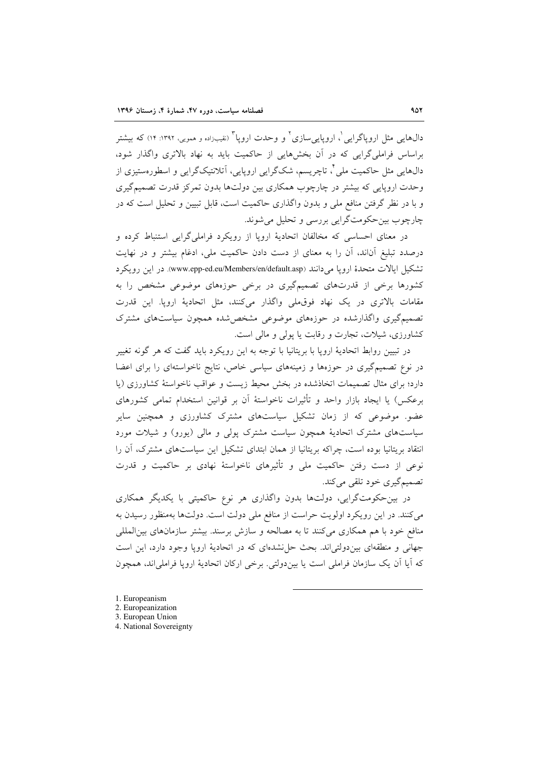دال‌هایی مثل اروپاگرایی[1]، اروپایی‌سازی[2] و وحدت اروپا[3] (نقیب‌زاده و همویی، ۱۳۹۲: ۱۴) که بیشتر براساس فراملی‌گرایی که در آن بخش‌هایی از حاکمیت باید به نهاد بالاتری واگذار شود، دال‌هایی مثل حاکمیت ملی[4]، تاچریسم، شک‌گرایی اروپایی، آتلانتیک‌گرایی و اسطوره‌ستیزی از وحدت اروپایی که بیشتر در چارچوب همکاری بین دولت‌ها بدون تمرکز قدرت تصمیم‌گیری و با در نظر گرفتن منافع ملی و بدون واگذاری حاکمیت است، قابل تبیین و تحلیل است که در چارچوب بین‌حکومت‌گرایی بررسی و تحلیل می‌شوند.

در معنای احساسی که مخالفان اتحادیهٔ اروپا از رویکرد فراملی‌گرایی استنباط کرده و درصدد تبلیغ آن‌اند، آن را به معنای از دست دادن حاکمیت ملی، ادغام بیشتر و در نهایت تشکیل ایالات متحدهٔ اروپا می‌دانند (www.epp-ed.eu/Members/en/default.asp). در این رویکرد کشورها برخی از قدرت‌های تصمیم‌گیری در برخی حوزه‌های موضوعی مشخص را به مقامات بالاتری در یک نهاد فوق‌ملی واگذار می‌کنند، مثل اتحادیهٔ اروپا. این قدرت تصمیم‌گیری واگذارشده در حوزه‌های موضوعی مشخص‌شده همچون سیاست‌های مشترک کشاورزی، شیلات، تجارت و رقابت یا پولی و مالی است.

در تبیین روابط اتحادیهٔ اروپا با بریتانیا با توجه به این رویکرد باید گفت که هر گونه تغییر در نوع تصمیم‌گیری در حوزه‌ها و زمینه‌های سیاسی خاص، نتایج ناخواسته‌ای را برای اعضا دارد؛ برای مثال تصمیمات اتخاذشده در بخش محیط زیست و عواقب ناخواستهٔ کشاورزی (یا برعکس) یا ایجاد بازار واحد و تأثیرات ناخواستهٔ آن بر قوانین استخدام تمامی کشورهای عضو. موضوعی که از زمان تشکیل سیاست‌های مشترک کشاورزی و همچنین سایر سیاست‌های مشترک اتحادیهٔ همچون سیاست مشترک پولی و مالی (یورو) و شیلات مورد انتقاد بریتانیا بوده است، چراکه بریتانیا از همان ابتدای تشکیل این سیاست‌های مشترک، آن را نوعی از دست رفتن حاکمیت ملی و تأثیرهای ناخواستهٔ نهادی بر حاکمیت و قدرت تصمیم‌گیری خود تلقی می‌کند.

در بین‌حکومت‌گرایی، دولت‌ها بدون واگذاری هر نوع حاکمیتی با یکدیگر همکاری می‌کنند. در این رویکرد اولویت حراست از منافع ملی دولت است. دولت‌ها به‌منظور رسیدن به منافع خود با هم همکاری می‌کنند تا به مصالحه و سازش برسند. بیشتر سازمان‌های بین‌المللی جهانی و منطقه‌ای بین‌دولتی‌اند. بحث حل‌نشده‌ای که در اتحادیهٔ اروپا وجود دارد، این است که آیا آن یک سازمان فراملی است یا بین‌دولتی. برخی ارکان اتحادیهٔ اروپا فراملی‌اند، همچون

---

1. Europeanism
2. Europeanization
3. European Union
4. National Sovereignty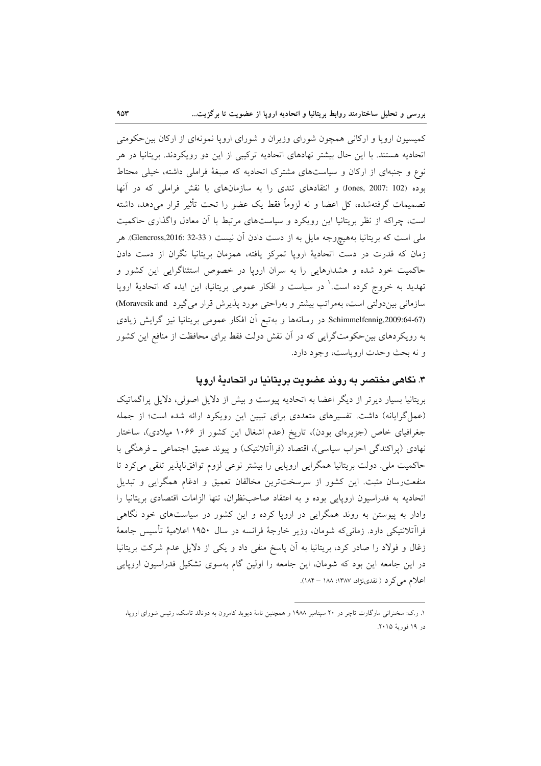کمیسیون اروپا و ارکانی همچون شورای وزیران و شورای اروپا نمونه‌ای از ارکان بین‌حکومتی اتحادیه هستند. با این حال بیشتر نهادهای اتحادیه ترکیبی از این دو رویکردند. بریتانیا در هر نوع و جنبه‌ای از ارکان و سیاست‌های مشترک اتحادیه که صبغهٔ فراملی داشته، خیلی محتاط بوده (Jones, 2007: 102) و انتقادهای تندی را به سازمان‌های با نقش فراملی که در آنها تصمیمات گرفته‌شده، کل اعضا و نه لزوماً فقط یک عضو را تحت تأثیر قرار می‌دهد، داشته است، چراکه از نظر بریتانیا این رویکرد و سیاست‌های مرتبط با آن معادل واگذاری حاکمیت ملی است که بریتانیا به‌هیچ‌وجه مایل به از دست دادن آن نیست (Glencross,2016: 32-33). هر زمان که قدرت در دست اتحادیهٔ اروپا تمرکز یافته، همزمان بریتانیا نگران از دست دادن حاکمیت خود شده و هشدارهایی را به سران اروپا در خصوص استثناگرایی این کشور و تهدید به خروج کرده است.[1] در سیاست و افکار عمومی بریتانیا، این ایده که اتحادیهٔ اروپا سازمانی بین‌دولتی است، به‌مراتب بیشتر و به‌راحتی مورد پذیرش قرار می‌گیرد (Moravcsik and Schimmelfennig,2009:64-67). در رسانه‌ها و به‌تبع آن افکار عمومی بریتانیا نیز گرایش زیادی به رویکردهای بین‌حکومت‌گرایی که در آن نقش دولت فقط برای محافظت از منافع این کشور و نه بحث وحدت اروپاست، وجود دارد.

## ۳. نگاهی مختصر به روند عضویت بریتانیا در اتحادیهٔ اروپا

بریتانیا بسیار دیرتر از دیگر اعضا به اتحادیه پیوست و بیش از دلایل اصولی، دلایل پراگماتیک (عمل‌گرایانه) داشت. تفسیرهای متعددی برای تبیین این رویکرد ارائه شده است؛ از جمله جغرافیای خاص (جزیره‌ای بودن)، تاریخ (عدم اشغال این کشور از ۱۰۶۶ میلادی)، ساختار نهادی (پراکندگی احزاب سیاسی)، اقتصاد (فراآتلانتیک) و پیوند عمیق اجتماعی ـ فرهنگی با حاکمیت ملی. دولت بریتانیا همگرایی اروپایی را بیشتر نوعی لزوم توافق‌ناپذیر تلقی می‌کرد تا منفعت‌رسان مثبت. این کشور از سرسخت‌ترین مخالفان تعمیق و ادغام همگرایی و تبدیل اتحادیه به فدراسیون اروپایی بوده و به اعتقاد صاحب‌نظران، تنها الزامات اقتصادی بریتانیا را وادار به پیوستن به روند همگرایی در اروپا کرده و این کشور در سیاست‌های خود نگاهی فراآتلانتیکی دارد. زمانی‌که شومان، وزیر خارجهٔ فرانسه در سال ۱۹۵۰ اعلامیهٔ تأسیس جامعهٔ زغال و فولاد را صادر کرد، بریتانیا به آن پاسخ منفی داد و یکی از دلایل عدم شرکت بریتانیا در این جامعه این بود که شومان، این جامعه را اولین گام به‌سوی تشکیل فدراسیون اروپایی اعلام می‌کرد ( نقدی‌نژاد، ۱۳۸۷: ۱۸۸ – ۱۸۴).

---

[1] ر.ک: سخنرانی مارگارت تاچر در ۲۰ سپتامبر ۱۹۸۸ و همچنین نامهٔ دیوید کامرون به دونالد تاسک، رئیس شورای اروپا، در ۱۹ فوریهٔ ۲۰۱۵.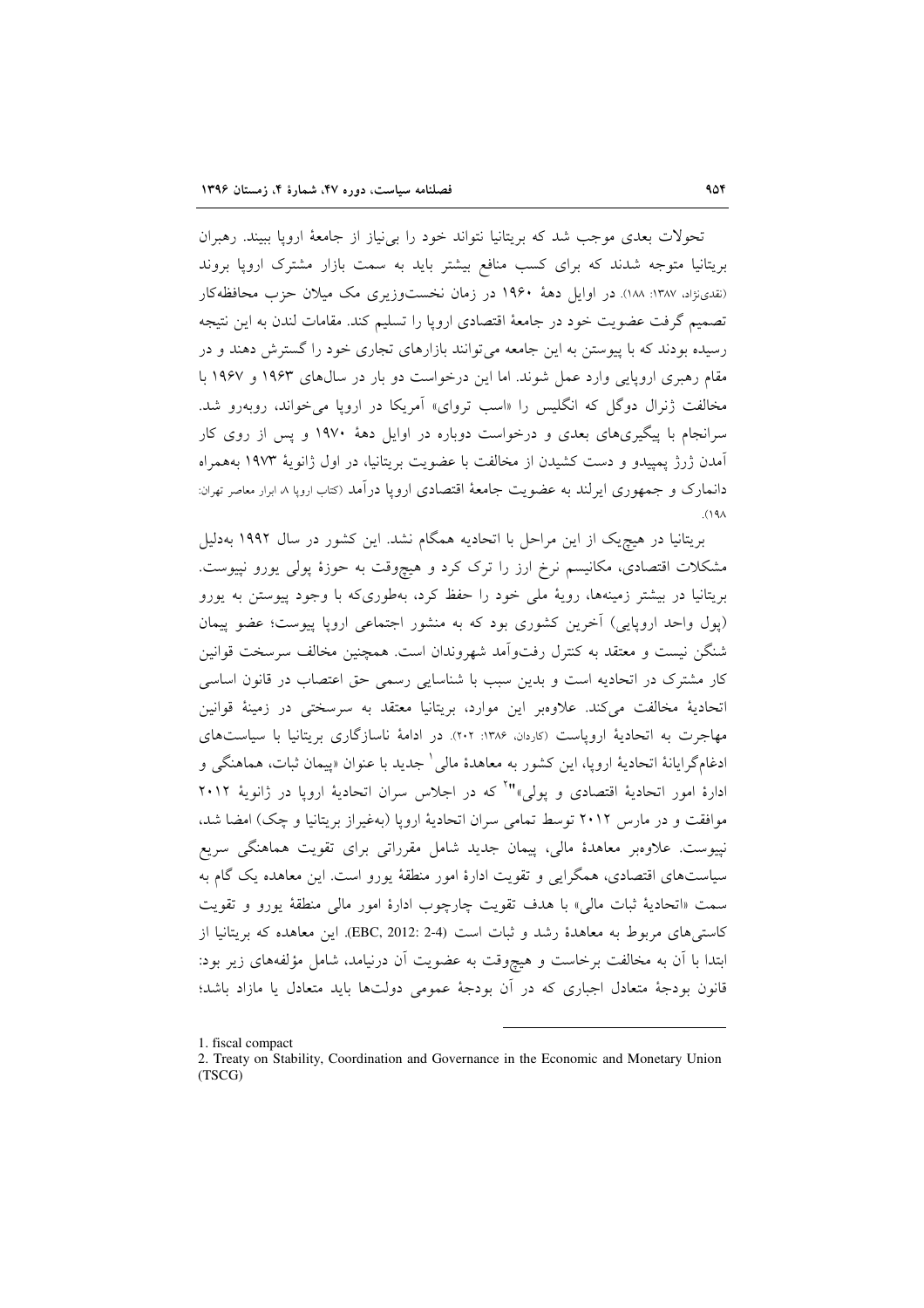تحولات بعدی موجب شد که بریتانیا نتواند خود را بی‌نیاز از جامعهٔ اروپا ببیند. رهبران بریتانیا متوجه شدند که برای کسب منافع بیشتر باید به سمت بازار مشترک اروپا بروند (نقدی‌نژاد، ۱۳۸۷: ۱۸۸). در اوایل دههٔ ۱۹۶۰ در زمان نخست‌وزیری مک میلان حزب محافظه‌کار تصمیم گرفت عضویت خود در جامعهٔ اقتصادی اروپا را تسلیم کند. مقامات لندن به این نتیجه رسیده بودند که با پیوستن به این جامعه می‌توانند بازارهای تجاری خود را گسترش دهند و در مقام رهبری اروپایی وارد عمل شوند. اما این درخواست دو بار در سال‌های ۱۹۶۳ و ۱۹۶۷ با مخالفت ژنرال دوگل که انگلیس را «اسب تروای» آمریکا در اروپا می‌خواند، روبه‌رو شد. سرانجام با پیگیری‌های بعدی و درخواست دوباره در اوایل دههٔ ۱۹۷۰ و پس از روی کار آمدن ژرژ پمپیدو و دست کشیدن از مخالفت با عضویت بریتانیا، در اول ژانویهٔ ۱۹۷۳ به‌همراه دانمارک و جمهوری ایرلند به عضویت جامعهٔ اقتصادی اروپا درآمد (کتاب اروپا ۸، ابرار معاصر تهران: ۱۹۸).

بریتانیا در هیچ‌یک از این مراحل با اتحادیه همگام نشد. این کشور در سال ۱۹۹۲ به‌دلیل مشکلات اقتصادی، مکانیسم نرخ ارز را ترک کرد و هیچ‌وقت به حوزهٔ پولی یورو نپیوست. بریتانیا در بیشتر زمینه‌ها، رویهٔ ملی خود را حفظ کرد، به‌طوری‌که با وجود پیوستن به یورو (پول واحد اروپایی) آخرین کشوری بود که به منشور اجتماعی اروپا پیوست؛ عضو پیمان شنگن نیست و معتقد به کنترل رفت‌وآمد شهروندان است. همچنین مخالف سرسخت قوانین کار مشترک در اتحادیه است و بدین سبب با شناسایی رسمی حق اعتصاب در قانون اساسی اتحادیهٔ مخالفت می‌کند. علاوه‌بر این موارد، بریتانیا معتقد به سرسختی در زمینهٔ قوانین مهاجرت به اتحادیهٔ اروپاست (کاردان، ۱۳۸۶: ۲۰۲). در ادامهٔ ناسازگاری بریتانیا با سیاست‌های ادغام‌گرایانهٔ اتحادیهٔ اروپا، این کشور به معاهدهٔ مالی[1] جدید با عنوان «پیمان ثبات، هماهنگی و ادارهٔ امور اتحادیهٔ اقتصادی و پولی»[2] که در اجلاس سران اتحادیهٔ اروپا در ژانویهٔ ۲۰۱۲ موافقت و در مارس ۲۰۱۲ توسط تمامی سران اتحادیهٔ اروپا (به‌غیراز بریتانیا و چک) امضا شد، نپیوست. علاوه‌بر معاهدهٔ مالی، پیمان جدید شامل مقرراتی برای تقویت هماهنگی سریع سیاست‌های اقتصادی، همگرایی و تقویت ادارهٔ امور منطقهٔ یورو است. این معاهده یک گام به سمت «اتحادیهٔ ثبات مالی» با هدف تقویت چارچوب ادارهٔ امور مالی منطقهٔ یورو و تقویت کاستی‌های مربوط به معاهدهٔ رشد و ثبات است (EBC, 2012: 2-4). این معاهده که بریتانیا از ابتدا با آن به مخالفت برخاست و هیچ‌وقت به عضویت آن درنیامد، شامل مؤلفه‌های زیر بود: قانون بودجهٔ متعادل اجباری که در آن بودجهٔ عمومی دولت‌ها باید متعادل یا مازاد باشد؛

---

1. fiscal compact
2. Treaty on Stability, Coordination and Governance in the Economic and Monetary Union (TSCG)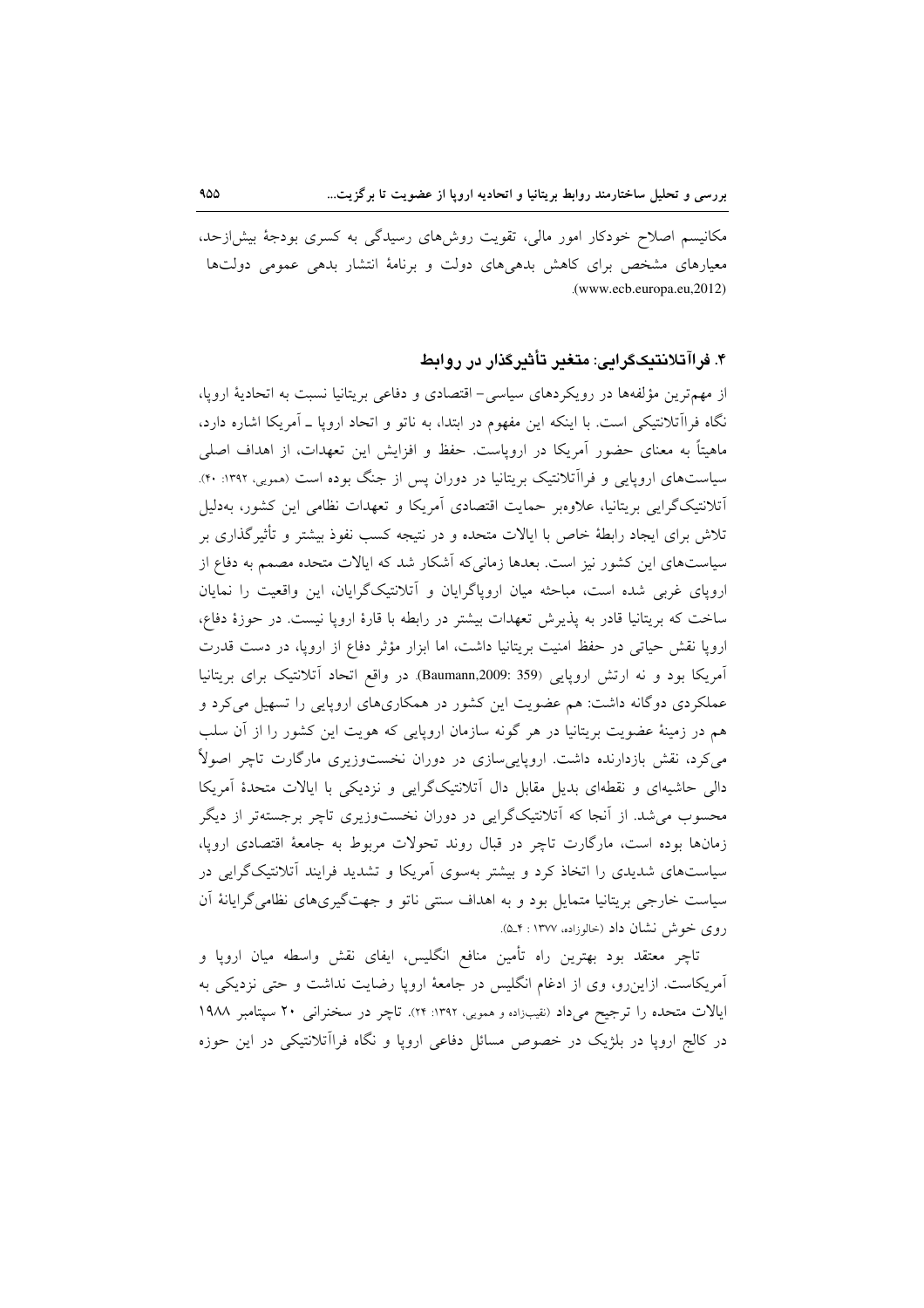مکانیسم اصلاح خودکار امور مالی، تقویت روش‌های رسیدگی به کسری بودجهٔ بیش‌ازحد، معیارهای مشخص برای کاهش بدهی‌های دولت و برنامهٔ انتشار بدهی عمومی دولت‌ها (www.ecb.europa.eu,2012).

## ۴. فراآتلانتیک‌گرایی: متغیر تأثیرگذار در روابط

از مهم‌ترین مؤلفه‌ها در رویکردهای سیاسی– اقتصادی و دفاعی بریتانیا نسبت به اتحادیهٔ اروپا، نگاه فراآتلانتیکی است. با اینکه این مفهوم در ابتدا، به ناتو و اتحاد اروپا ـ آمریکا اشاره دارد، ماهیتاً به معنای حضور آمریکا در اروپاست. حفظ و افزایش این تعهدات، از اهداف اصلی سیاست‌های اروپایی و فراآتلانتیک بریتانیا در دوران پس از جنگ بوده است (همویی، ۱۳۹۲: ۴۰). آتلانتیک‌گرایی بریتانیا، علاوه‌بر حمایت اقتصادی آمریکا و تعهدات نظامی این کشور، به‌دلیل تلاش برای ایجاد رابطهٔ خاص با ایالات متحده و در نتیجه کسب نفوذ بیشتر و تأثیرگذاری بر سیاست‌های این کشور نیز است. بعدها زمانی‌که آشکار شد که ایالات متحده مصمم به دفاع از اروپای غربی شده است، مباحثه میان اروپاگرایان و آتلانتیک‌گرایان، این واقعیت را نمایان ساخت که بریتانیا قادر به پذیرش تعهدات بیشتر در رابطه با قارهٔ اروپا نیست. در حوزهٔ دفاع، اروپا نقش حیاتی در حفظ امنیت بریتانیا داشت، اما ابزار مؤثر دفاع از اروپا، در دست قدرت آمریکا بود و نه ارتش اروپایی (Baumann,2009: 359). در واقع اتحاد آتلانتیک برای بریتانیا عملکردی دوگانه داشت: هم عضویت این کشور در همکاری‌های اروپایی را تسهیل می‌کرد و هم در زمینهٔ عضویت بریتانیا در هر گونه سازمان اروپایی که هویت این کشور را از آن سلب می‌کرد، نقش بازدارنده داشت. اروپایی‌سازی در دوران نخست‌وزیری مارگارت تاچر اصولاً دالی حاشیه‌ای و نقطه‌ای بدیل مقابل دال آتلانتیک‌گرایی و نزدیکی با ایالات متحدهٔ آمریکا محسوب می‌شد. از آنجا که آتلانتیک‌گرایی در دوران نخست‌وزیری تاچر برجسته‌تر از دیگر زمان‌ها بوده است، مارگارت تاچر در قبال روند تحولات مربوط به جامعهٔ اقتصادی اروپا، سیاست‌های شدیدی را اتخاذ کرد و بیشتر به‌سوی آمریکا و تشدید فرایند آتلانتیک‌گرایی در سیاست خارجی بریتانیا متمایل بود و به اهداف سنتی ناتو و جهت‌گیری‌های نظامی‌گرایانهٔ آن روی خوش نشان داد (خالوزاده، ۱۳۷۷ : ۴ـ۵).

تاچر معتقد بود بهترین راه تأمین منافع انگلیس، ایفای نقش واسطه میان اروپا و آمریکاست. ازاین‌رو، وی از ادغام انگلیس در جامعهٔ اروپا رضایت نداشت و حتی نزدیکی به ایالات متحده را ترجیح می‌داد (نقیب‌زاده و همویی، ۱۳۹۲: ۲۴). تاچر در سخنرانی ۲۰ سپتامبر ۱۹۸۸ در کالج اروپا در بلژیک در خصوص مسائل دفاعی اروپا و نگاه فراآتلانتیکی در این حوزه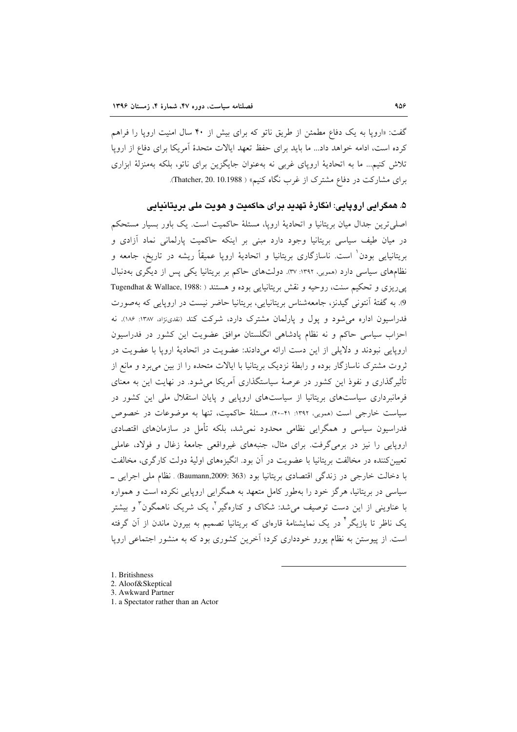گفت: «اروپا به یک دفاع مطمئن از طریق ناتو که برای بیش از ۴۰ سال امنیت اروپا را فراهم کرده است، ادامه خواهد داد... ما باید برای حفظ تعهد ایالات متحدهٔ آمریکا برای دفاع از اروپا تلاش کنیم... ما به اتحادیهٔ اروپای غربی نه به‌عنوان جایگزین برای ناتو، بلکه به‌منزلهٔ ابزاری برای مشارکت در دفاع مشترک از غرب نگاه کنیم» (Thatcher, 20. 10.1988).

### ۵. همگرایی اروپایی: انگارهٔ تهدید برای حاکمیت و هویت ملی بریتانیایی

اصلی‌ترین جدال میان بریتانیا و اتحادیهٔ اروپا، مسئلهٔ حاکمیت است. یک باور بسیار مستحکم در میان طیف سیاسی بریتانیا وجود دارد مبنی بر اینکه حاکمیت پارلمانی نماد آزادی و بریتانیایی بودن[1] است. ناسازگاری بریتانیا و اتحادیهٔ اروپا عمیقاً ریشه در تاریخ، جامعه و نظام‌های سیاسی دارد (هموبی، ۱۳۹۲: ۳۷). دولت‌های حاکم بر بریتانیا یکی پس از دیگری به‌دنبال پی‌ریزی و تحکیم سنت، روحیه و نقش بریتانیایی بوده و هستند (Tugendhat & Wallace, 1988: 9). به گفتهٔ آنتونی گیدنز، جامعه‌شناس بریتانیایی، بریتانیا حاضر نیست در اروپایی که به‌صورت فدراسیون اداره می‌شود و پول و پارلمان مشترک دارد، شرکت کند (نقدی‌نژاد، ۱۳۸۷: ۱۸۶). نه احزاب سیاسی حاکم و نه نظام پادشاهی انگلستان موافق عضویت این کشور در فدراسیون اروپایی نبودند و دلایلی از این دست ارائه می‌دادند: عضویت در اتحادیهٔ اروپا با عضویت در ثروت مشترک ناسازگار بوده و رابطهٔ نزدیک بریتانیا با ایالات متحده را از بین می‌برد و مانع از تأثیرگذاری و نفوذ این کشور در عرصهٔ سیاستگذاری آمریکا می‌شود. در نهایت این به معنای فرمانبرداری بریتانیا از سیاست‌های اروپایی و پایان استقلال ملی این کشور در سیاست خارجی است (هموبی، ۱۳۹۲: ۴۱-۴۰). مسئلهٔ حاکمیت، تنها به موضوعات در خصوص فدراسیون سیاسی و همگرایی نظامی محدود نمی‌شد، بلکه تأمل در سازمان‌های اقتصادی اروپایی را نیز در برمی‌گرفت. برای مثال، جنبه‌های غیرواقعی جامعهٔ زغال و فولاد، عاملی تعیین‌کننده در مخالفت بریتانیا با عضویت در آن بود. انگیزه‌های اولیهٔ دولت کارگری، مخالفت با دخالت خارجی در زندگی اقتصادی بریتانیا بود (Baumann,2009: 363). نظام ملی اجرایی ـ سیاسی در بریتانیا، هرگز خود را به‌طور کامل متعهد به همگرایی اروپایی نکرده است و همواره با عناوینی از این دست توصیف می‌شد: شکاک و کناره‌گیر[2]، یک شریک ناهمگون[3] و بیشتر یک ناظر تا بازیگر[4] در یک نمایشنامهٔ قاره‌ای که بریتانیا تصمیم به بیرون ماندن از آن گرفته است. از پیوستن به نظام یورو خودداری کرد؛ آخرین کشوری بود که به منشور اجتماعی اروپا

---

1. Britishness
2. Aloof&Skeptical
3. Awkward Partner
1. a Spectator rather than an Actor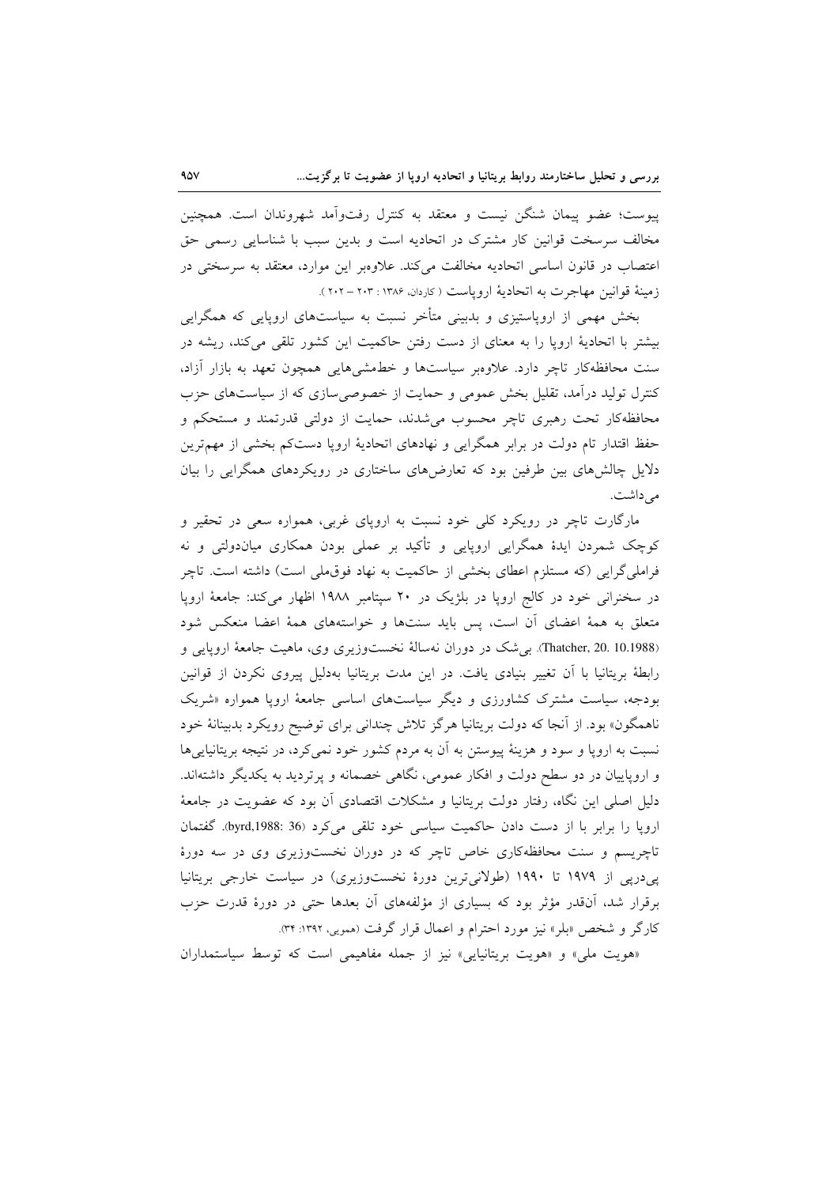پیوست؛ عضو پیمان شنگن نیست و معتقد به کنترل رفت‌وآمد شهروندان است. همچنین مخالف سرسخت قوانین کار مشترک در اتحادیه است و بدین سبب با شناسایی رسمی حق اعتصاب در قانون اساسی اتحادیه مخالفت می‌کند. علاوه‌بر این موارد، معتقد به سرسختی در زمینهٔ قوانین مهاجرت به اتحادیهٔ اروپاست (کاردان، ۱۳۸۶ : ۲۰۳ – ۲۰۲ ).

بخش مهمی از اروپاستیزی و بدبینی متأخر نسبت به سیاست‌های اروپایی که همگرایی بیشتر با اتحادیهٔ اروپا را به معنای از دست رفتن حاکمیت این کشور تلقی می‌کند، ریشه در سنت محافظه‌کار تاچر دارد. علاوه‌بر سیاست‌ها و خط‌مشی‌هایی همچون تعهد به بازار آزاد، کنترل تولید درآمد، تقلیل بخش عمومی و حمایت از خصوصی‌سازی که از سیاست‌های حزب محافظه‌کار تحت رهبری تاچر محسوب می‌شدند، حمایت از دولتی قدرتمند و مستحکم و حفظ اقتدار تام دولت در برابر همگرایی و نهادهای اتحادیهٔ اروپا دست‌کم بخشی از مهم‌ترین دلایل چالش‌های بین طرفین بود که تعارض‌های ساختاری در رویکردهای همگرایی را بیان می‌داشت.

مارگارت تاچر در رویکرد کلی خود نسبت به اروپای غربی، همواره سعی در تحقیر و کوچک شمردن ایدهٔ همگرایی اروپایی و تأکید بر عملی بودن همکاری میان‌دولتی و نه فراملی‌گرایی (که مستلزم اعطای بخشی از حاکمیت به نهاد فوق‌ملی است) داشته است. تاچر در سخنرانی خود در کالج اروپا در بلژیک در ۲۰ سپتامبر ۱۹۸۸ اظهار می‌کند: جامعهٔ اروپا متعلق به همهٔ اعضای آن است، پس باید سنت‌ها و خواسته‌های همهٔ اعضا منعکس شود (Thatcher, 20. 10.1988). بی‌شک در دوران نه‌سالهٔ نخست‌وزیری وی، ماهیت جامعهٔ اروپایی و رابطهٔ بریتانیا با آن تغییر بنیادی یافت. در این مدت بریتانیا به‌دلیل پیروی نکردن از قوانین بودجه، سیاست مشترک کشاورزی و دیگر سیاست‌های اساسی جامعهٔ اروپا همواره «شریک ناهمگون» بود. از آنجا که دولت بریتانیا هرگز تلاش چندانی برای توضیح رویکرد بدبینانهٔ خود نسبت به اروپا و سود و هزینهٔ پیوستن به آن به مردم کشور خود نمی‌کرد، در نتیجه بریتانیایی‌ها و اروپاییان در دو سطح دولت و افکار عمومی، نگاهی خصمانه و پرتردید به یکدیگر داشته‌اند. دلیل اصلی این نگاه، رفتار دولت بریتانیا و مشکلات اقتصادی آن بود که عضویت در جامعهٔ اروپا را برابر با از دست دادن حاکمیت سیاسی خود تلقی می‌کرد (byrd,1988: 36). گفتمان تاچریسم و سنت محافظه‌کاری خاص تاچر که در دوران نخست‌وزیری وی در سه دورهٔ پی‌درپی از ۱۹۷۹ تا ۱۹۹۰ (طولانی‌ترین دورهٔ نخست‌وزیری) در سیاست خارجی بریتانیا برقرار شد، آن‌قدر مؤثر بود که بسیاری از مؤلفه‌های آن بعدها حتی در دورهٔ قدرت حزب کارگر و شخص «بلر» نیز مورد احترام و اعمال قرار گرفت (همویی، ۱۳۹۲: ۳۴).

«هویت ملی» و «هویت بریتانیایی» نیز از جمله مفاهیمی است که توسط سیاستمداران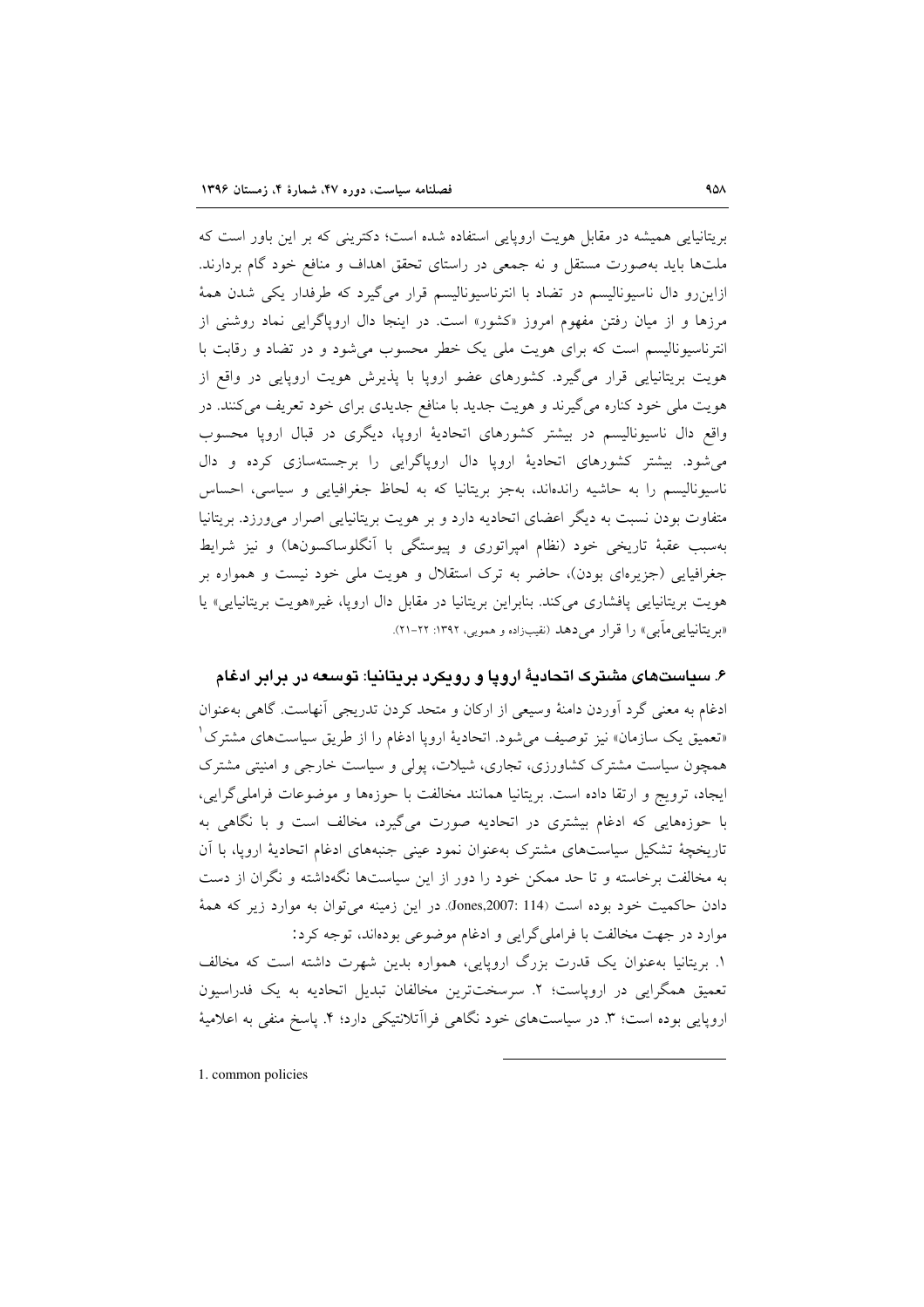بریتانیایی همیشه در مقابل هویت اروپایی استفاده شده است؛ دکترینی که بر این باور است که ملت‌ها باید به‌صورت مستقل و نه جمعی در راستای تحقق اهداف و منافع خود گام بردارند. ازاین‌رو دال ناسیونالیسم در تضاد با انترناسیونالیسم قرار می‌گیرد که طرفدار یکی شدن همهٔ مرزها و از میان رفتن مفهوم امروز «کشور» است. در اینجا دال اروپاگرایی نماد روشنی از انترناسیونالیسم است که برای هویت ملی یک خطر محسوب می‌شود و در تضاد و رقابت با هویت بریتانیایی قرار می‌گیرد. کشورهای عضو اروپا با پذیرش هویت اروپایی در واقع از هویت ملی خود کناره می‌گیرند و هویت جدید با منافع جدیدی برای خود تعریف می‌کنند. در واقع دال ناسیونالیسم در بیشتر کشورهای اتحادیهٔ اروپا، دیگری در قبال اروپا محسوب می‌شود. بیشتر کشورهای اتحادیهٔ اروپا دال اروپاگرایی را برجسته‌سازی کرده و دال ناسیونالیسم را به حاشیه رانده‌اند، به‌جز بریتانیا که به لحاظ جغرافیایی و سیاسی، احساس متفاوت بودن نسبت به دیگر اعضای اتحادیه دارد و بر هویت بریتانیایی اصرار می‌ورزد. بریتانیا به‌سبب عقبهٔ تاریخی خود (نظام امپراتوری و پیوستگی با آنگلوساکسون‌ها) و نیز شرایط جغرافیایی (جزیره‌ای بودن)، حاضر به ترک استقلال و هویت ملی خود نیست و همواره بر هویت بریتانیایی پافشاری می‌کند. بنابراین بریتانیا در مقابل دال اروپا، غیر«هویت بریتانیایی» یا «بریتانیایی‌مآبی» را قرار می‌دهد (نقیب‌زاده و همویی، ۱۳۹۲: ۲۲-۲۱).

## ۶. سیاست‌های مشترک اتحادیهٔ اروپا و رویکرد بریتانیا: توسعه در برابر ادغام

ادغام به معنی گرد آوردن دامنهٔ وسیعی از ارکان و متحد کردن تدریجی آنهاست. گاهی به‌عنوان «تعمیق یک سازمان» نیز توصیف می‌شود. اتحادیهٔ اروپا ادغام را از طریق سیاست‌های مشترک[1] همچون سیاست مشترک کشاورزی، تجاری، شیلات، پولی و سیاست خارجی و امنیتی مشترک ایجاد، ترویج و ارتقا داده است. بریتانیا همانند مخالفت با حوزه‌ها و موضوعات فراملی‌گرایی، با حوزه‌هایی که ادغام بیشتری در اتحادیه صورت می‌گیرد، مخالف است و با نگاهی به تاریخچهٔ تشکیل سیاست‌های مشترک به‌عنوان نمود عینی جنبه‌های ادغام اتحادیهٔ اروپا، با آن به مخالفت برخاسته و تا حد ممکن خود را دور از این سیاست‌ها نگه‌داشته و نگران از دست دادن حاکمیت خود بوده است (Jones,2007: 114). در این زمینه می‌توان به موارد زیر که همهٔ موارد در جهت مخالفت با فراملی‌گرایی و ادغام موضوعی بوده‌اند، توجه کرد:

۱. بریتانیا به‌عنوان یک قدرت بزرگ اروپایی، همواره بدین شهرت داشته است که مخالف تعمیق همگرایی در اروپاست؛ ۲. سرسخت‌ترین مخالفان تبدیل اتحادیه به یک فدراسیون اروپایی بوده است؛ ۳. در سیاست‌های خود نگاهی فراآتلانتیکی دارد؛ ۴. پاسخ منفی به اعلامیهٔ

---

1. common policies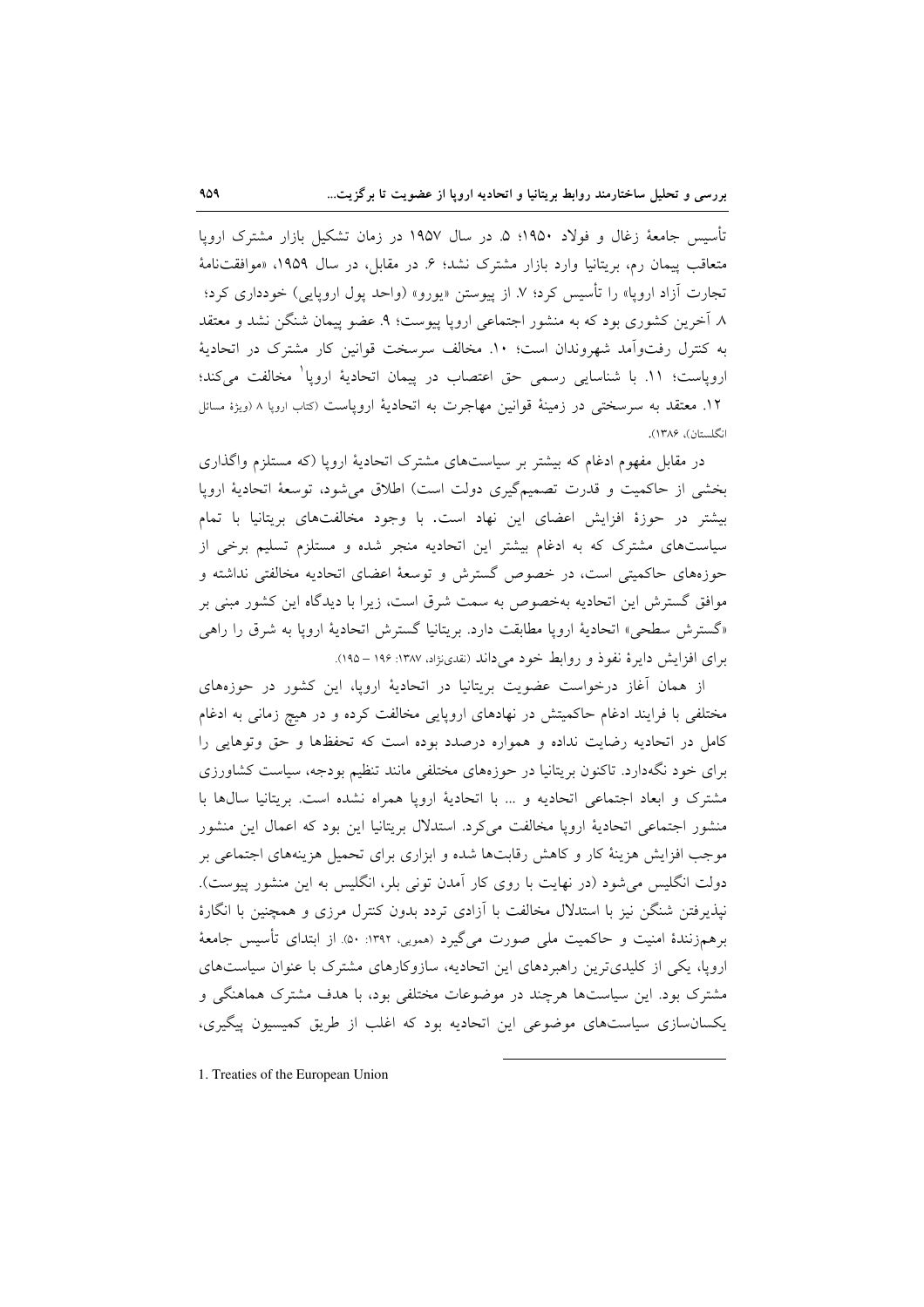تأسیس جامعهٔ زغال و فولاد ۱۹۵۰؛ ۵. در سال ۱۹۵۷ در زمان تشکیل بازار مشترک اروپا متعاقب پیمان رم، بریتانیا وارد بازار مشترک نشد؛ ۶. در مقابل، در سال ۱۹۵۹، «موافقت‌نامهٔ تجارت آزاد اروپا» را تأسیس کرد؛ ۷. از پیوستن «یورو» (واحد پول اروپایی) خودداری کرد؛ ۸ آخرین کشوری بود که به منشور اجتماعی اروپا پیوست؛ ۹. عضو پیمان شنگن نشد و معتقد به کنترل رفت‌وآمد شهروندان است؛ ۱۰. مخالف سرسخت قوانین کار مشترک در اتحادیهٔ اروپاست؛ ۱۱. با شناسایی رسمی حق اعتصاب در پیمان اتحادیهٔ اروپا[1] مخالفت می‌کند؛ ۱۲. معتقد به سرسختی در زمینهٔ قوانین مهاجرت به اتحادیهٔ اروپاست (کتاب اروپا ۸ (ویژهٔ مسائل انگلستان)، ۱۳۸۶).

در مقابل مفهوم ادغام که بیشتر بر سیاست‌های مشترک اتحادیهٔ اروپا (که مستلزم واگذاری بخشی از حاکمیت و قدرت تصمیم‌گیری دولت است) اطلاق می‌شود، توسعهٔ اتحادیهٔ اروپا بیشتر در حوزهٔ افزایش اعضای این نهاد است. با وجود مخالفت‌های بریتانیا با تمام سیاست‌های مشترک که به ادغام بیشتر این اتحادیه منجر شده و مستلزم تسلیم برخی از حوزه‌های حاکمیتی است، در خصوص گسترش و توسعهٔ اعضای اتحادیه مخالفتی نداشته و موافق گسترش این اتحادیه به‌خصوص به سمت شرق است، زیرا با دیدگاه این کشور مبنی بر «گسترش سطحی» اتحادیهٔ اروپا مطابقت دارد. بریتانیا گسترش اتحادیهٔ اروپا به شرق را راهی برای افزایش دایرهٔ نفوذ و روابط خود می‌داند (نقدی‌نژاد، ۱۳۸۷: ۱۹۶ – ۱۹۵).

از همان آغاز درخواست عضویت بریتانیا در اتحادیهٔ اروپا، این کشور در حوزه‌های مختلفی با فرایند ادغام حاکمیتش در نهادهای اروپایی مخالفت کرده و در هیچ زمانی به ادغام کامل در اتحادیه رضایت نداده و همواره درصدد بوده است که تحفظها و حق وتوهایی را برای خود نگه‌دارد. تاکنون بریتانیا در حوزه‌های مختلفی مانند تنظیم بودجه، سیاست کشاورزی مشترک و ابعاد اجتماعی اتحادیه و ... با اتحادیهٔ اروپا همراه نشده است. بریتانیا سال‌ها با منشور اجتماعی اتحادیهٔ اروپا مخالفت می‌کرد. استدلال بریتانیا این بود که اعمال این منشور موجب افزایش هزینهٔ کار و کاهش رقابت‌ها شده و ابزاری برای تحمیل هزینه‌های اجتماعی بر دولت انگلیس می‌شود (در نهایت با روی کار آمدن تونی بلر، انگلیس به این منشور پیوست). نپذیرفتن شنگن نیز با استدلال مخالفت با آزادی تردد بدون کنترل مرزی و همچنین با انگارهٔ برهم‌زنندهٔ امنیت و حاکمیت ملی صورت می‌گیرد (هموبی، ۱۳۹۲: ۵۰). از ابتدای تأسیس جامعهٔ اروپا، یکی از کلیدی‌ترین راهبردهای این اتحادیه، سازوکارهای مشترک با عنوان سیاست‌های مشترک بود. این سیاست‌ها هرچند در موضوعات مختلفی بود، با هدف مشترک هماهنگی و یکسان‌سازی سیاست‌های موضوعی این اتحادیه بود که اغلب از طریق کمیسیون پیگیری،

1. Treaties of the European Union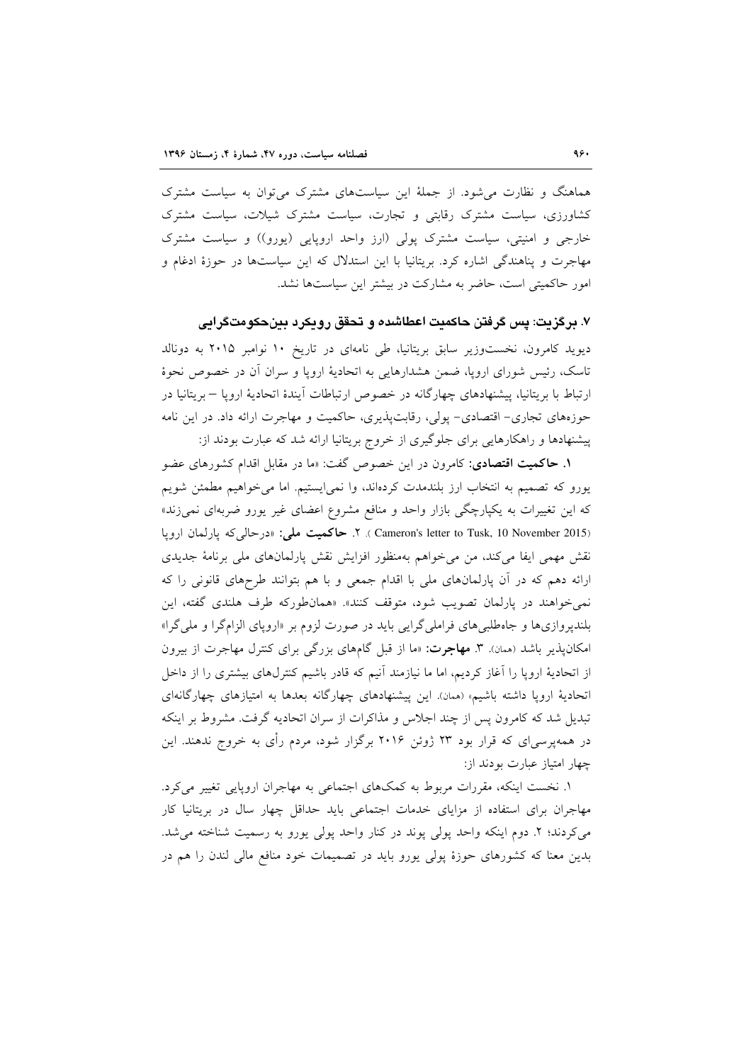هماهنگ و نظارت می‌شود. از جملهٔ این سیاست‌های مشترک می‌توان به سیاست مشترک کشاورزی، سیاست مشترک رقابتی و تجارت، سیاست مشترک شیلات، سیاست مشترک خارجی و امنیتی، سیاست مشترک پولی (ارز واحد اروپایی (یورو)) و سیاست مشترک مهاجرت و پناهندگی اشاره کرد. بریتانیا با این استدلال که این سیاست‌ها در حوزهٔ ادغام و امور حاکمیتی است، حاضر به مشارکت در بیشتر این سیاست‌ها نشد.

### ۷. برگزیت: پس گرفتن حاکمیت اعطاشده و تحقق رویکرد بین‌حکومت‌گرایی

دیوید کامرون، نخست‌وزیر سابق بریتانیا، طی نامه‌ای در تاریخ ۱۰ نوامبر ۲۰۱۵ به دونالد تاسک، رئیس شورای اروپا، ضمن هشدارهایی به اتحادیهٔ اروپا و سران آن در خصوص نحوهٔ ارتباط با بریتانیا، پیشنهادهای چهارگانه در خصوص ارتباطات آیندهٔ اتحادیهٔ اروپا – بریتانیا در حوزه‌های تجاری- اقتصادی- پولی، رقابت‌پذیری، حاکمیت و مهاجرت ارائه داد. در این نامه پیشنهادها و راهکارهایی برای جلوگیری از خروج بریتانیا ارائه شد که عبارت بودند از:

**۱. حاکمیت اقتصادی:** کامرون در این خصوص گفت: «ما در مقابل اقدام کشورهای عضو یورو که تصمیم به انتخاب ارز بلندمدت کرده‌اند، وا نمی‌ایستیم. اما می‌خواهیم مطمئن شویم که این تغییرات به یکپارچگی بازار واحد و منافع مشروع اعضای غیر یورو ضربه‌ای نمی‌زند» (Cameron's letter to Tusk, 10 November 2015). **۲. حاکمیت ملی:** «درحالی‌که پارلمان اروپا نقش مهمی ایفا می‌کند، من می‌خواهم به‌منظور افزایش نقش پارلمان‌های ملی برنامهٔ جدیدی ارائه دهم که در آن پارلمان‌های ملی با اقدام جمعی و با هم بتوانند طرح‌های قانونی را که نمی‌خواهند در پارلمان تصویب شود، متوقف کنند». «همان‌طورکه طرف هلندی گفته، این بلندپروازی‌ها و جاه‌طلبی‌های فراملی‌گرایی باید در صورت لزوم بر «اروپای الزام‌گرا و ملی‌گرا» امکان‌پذیر باشد (همان). **۳. مهاجرت:** «ما از قبل گام‌های بزرگی برای کنترل مهاجرت از بیرون از اتحادیهٔ اروپا را آغاز کردیم، اما ما نیازمند آنیم که قادر باشیم کنترل‌های بیشتری را از داخل اتحادیهٔ اروپا داشته باشیم» (همان). این پیشنهادهای چهارگانه بعدها به امتیازهای چهارگانه‌ای تبدیل شد که کامرون پس از چند اجلاس و مذاکرات از سران اتحادیه گرفت. مشروط بر اینکه در همه‌پرسی‌ای که قرار بود ۲۳ ژوئن ۲۰۱۶ برگزار شود، مردم رأی به خروج ندهند. این چهار امتیاز عبارت بودند از:

۱. نخست اینکه، مقررات مربوط به کمک‌های اجتماعی به مهاجران اروپایی تغییر می‌کرد. مهاجران برای استفاده از مزایای خدمات اجتماعی باید حداقل چهار سال در بریتانیا کار می‌کردند؛ ۲. دوم اینکه واحد پولی پوند در کنار واحد پولی یورو به رسمیت شناخته می‌شد. بدین معنا که کشورهای حوزهٔ پولی یورو باید در تصمیمات خود منافع مالی لندن را هم در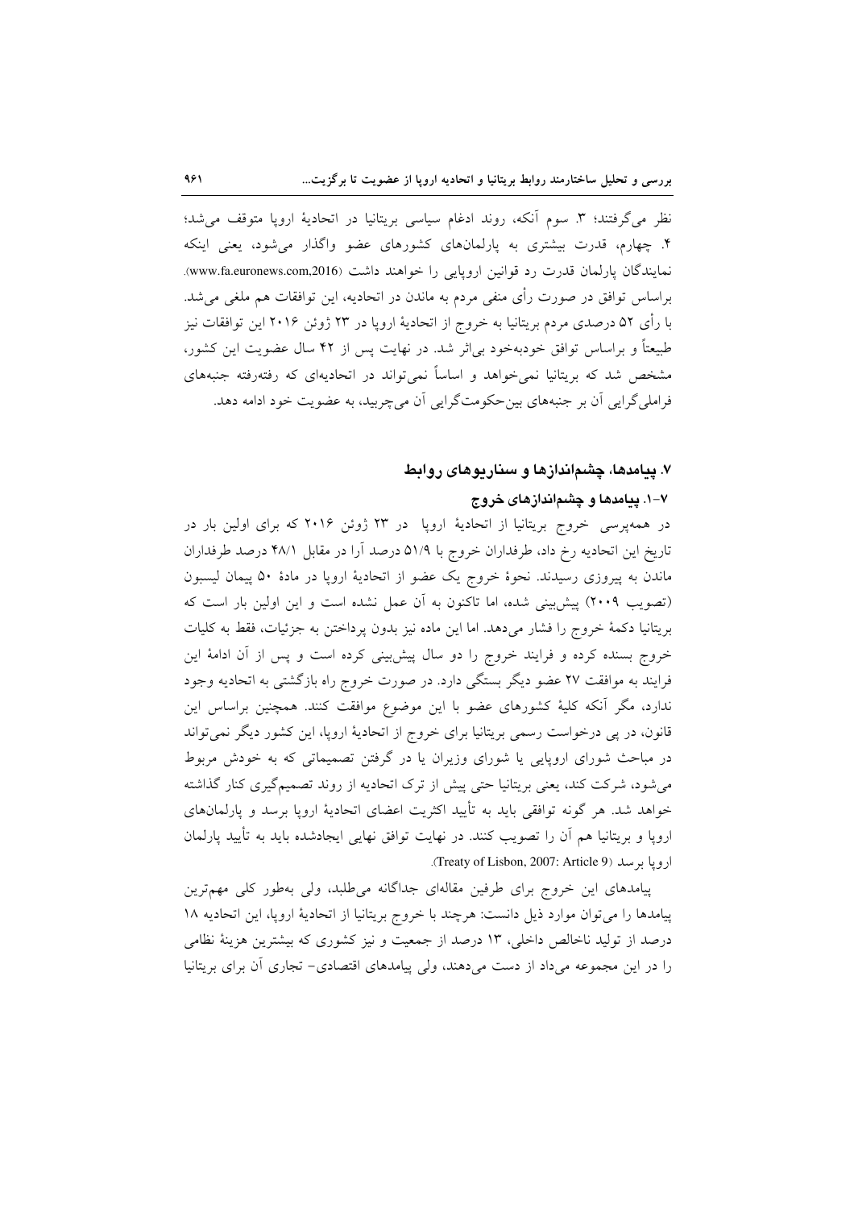نظر می‌گرفتند؛ ۳. سوم آنکه، روند ادغام سیاسی بریتانیا در اتحادیهٔ اروپا متوقف می‌شد؛ ۴. چهارم، قدرت بیشتری به پارلمان‌های کشورهای عضو واگذار می‌شود، یعنی اینکه نمایندگان پارلمان قدرت رد قوانین اروپایی را خواهند داشت (www.fa.euronews.com,2016). براساس توافق در صورت رأی منفی مردم به ماندن در اتحادیه، این توافقات هم ملغی می‌شد. با رأی ۵۲ درصدی مردم بریتانیا به خروج از اتحادیهٔ اروپا در ۲۳ ژوئن ۲۰۱۶ این توافقات نیز طبیعتاً و براساس توافق خودبه‌خود بی‌اثر شد. در نهایت پس از ۴۲ سال عضویت این کشور، مشخص شد که بریتانیا نمی‌خواهد و اساساً نمی‌تواند در اتحادیه‌ای که رفته‌رفته جنبه‌های فراملی‌گرایی آن بر جنبه‌های بین‌حکومت‌گرایی آن می‌چربید، به عضویت خود ادامه دهد.

## ۷. پیامدها، چشم‌اندازها و سناریوهای روابط

### ۷-۱. پیامدها و چشم‌اندازهای خروج

در همه‌پرسی خروج بریتانیا از اتحادیهٔ اروپا در ۲۳ ژوئن ۲۰۱۶ که برای اولین بار در تاریخ این اتحادیه رخ داد، طرفداران خروج با ۵۱/۹ درصد آرا در مقابل ۴۸/۱ درصد طرفداران ماندن به پیروزی رسیدند. نحوهٔ خروج یک عضو از اتحادیهٔ اروپا در مادهٔ ۵۰ پیمان لیسبون (تصویب ۲۰۰۹) پیش‌بینی شده، اما تاکنون به آن عمل نشده است و این اولین بار است که بریتانیا دکمهٔ خروج را فشار می‌دهد. اما این ماده نیز بدون پرداختن به جزئیات، فقط به کلیات خروج بسنده کرده و فرایند خروج را دو سال پیش‌بینی کرده است و پس از آن ادامهٔ این فرایند به موافقت ۲۷ عضو دیگر بستگی دارد. در صورت خروج راه بازگشتی به اتحادیه وجود ندارد، مگر آنکه کلیهٔ کشورهای عضو با این موضوع موافقت کنند. همچنین براساس این قانون، در پی درخواست رسمی بریتانیا برای خروج از اتحادیهٔ اروپا، این کشور دیگر نمی‌تواند در مباحث شورای اروپایی یا شورای وزیران یا در گرفتن تصمیماتی که به خودش مربوط می‌شود، شرکت کند، یعنی بریتانیا حتی پیش از ترک اتحادیه از روند تصمیم‌گیری کنار گذاشته خواهد شد. هر گونه توافقی باید به تأیید اکثریت اعضای اتحادیهٔ اروپا برسد و پارلمان‌های اروپا و بریتانیا هم آن را تصویب کنند. در نهایت توافق نهایی ایجادشده باید به تأیید پارلمان اروپا برسد (Treaty of Lisbon, 2007: Article 9).

پیامدهای این خروج برای طرفین مقاله‌ای جداگانه می‌طلبد، ولی به‌طور کلی مهم‌ترین پیامدها را می‌توان موارد ذیل دانست: هرچند با خروج بریتانیا از اتحادیهٔ اروپا، این اتحادیه ۱۸ درصد از تولید ناخالص داخلی، ۱۳ درصد از جمعیت و نیز کشوری که بیشترین هزینهٔ نظامی را در این مجموعه می‌داد از دست می‌دهند، ولی پیامدهای اقتصادی- تجاری آن برای بریتانیا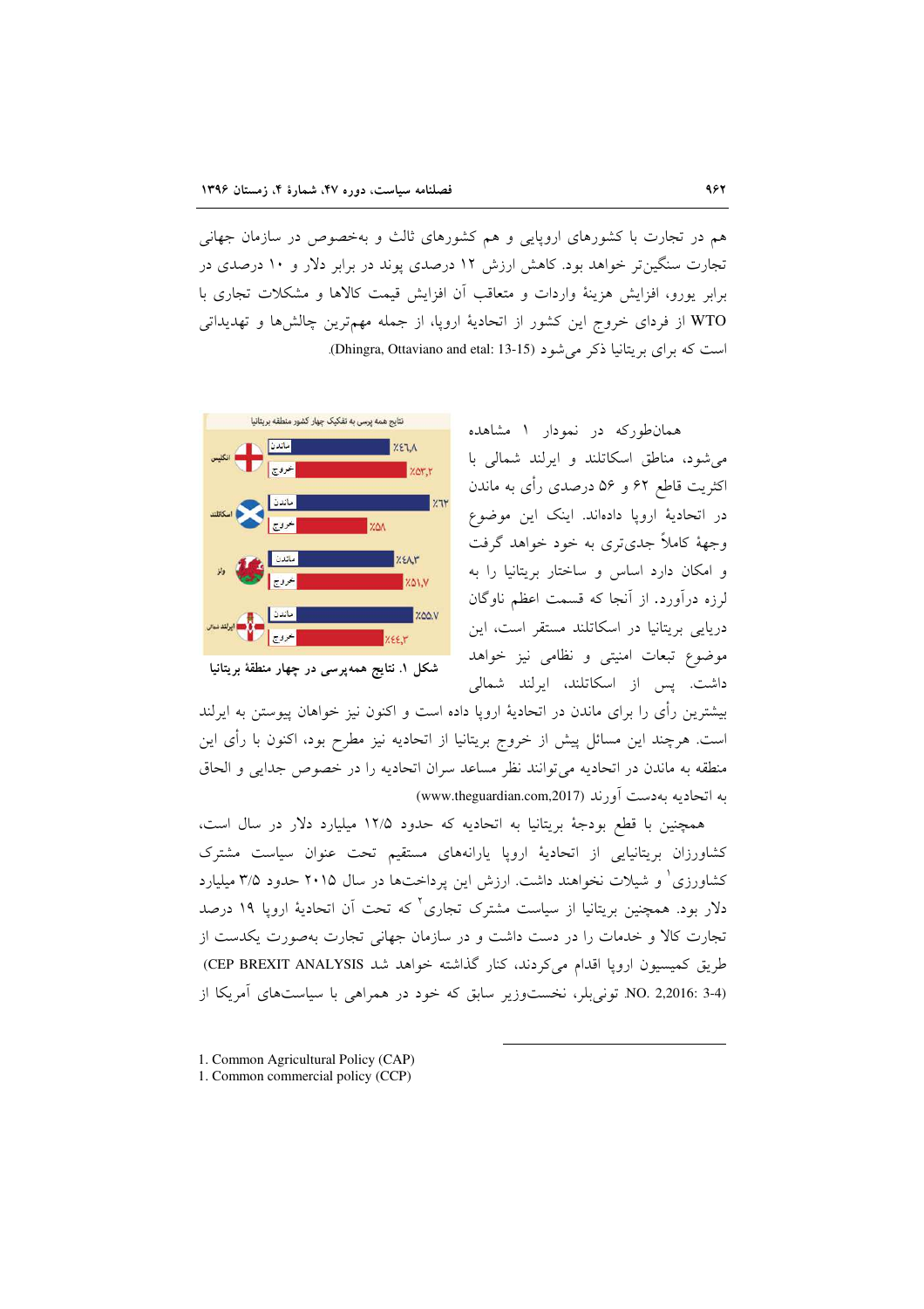هم در تجارت با کشورهای اروپایی و هم کشورهای ثالث و به‌خصوص در سازمان جهانی تجارت سنگین‌تر خواهد بود. کاهش ارزش ۱۲ درصدی پوند در برابر دلار و ۱۰ درصدی در برابر یورو، افزایش هزینهٔ واردات و متعاقب آن افزایش قیمت کالاها و مشکلات تجاری با WTO از فردای خروج این کشور از اتحادیهٔ اروپا، از جمله مهم‌ترین چالش‌ها و تهدیداتی است که برای بریتانیا ذکر می‌شود (Dhingra, Ottaviano and etal: 13-15).

همان‌طورکه در نمودار ۱ مشاهده می‌شود، مناطق اسکاتلند و ایرلند شمالی با اکثریت قاطع ۶۲ و ۵۶ درصدی رأی به ماندن در اتحادیهٔ اروپا داده‌اند. اینک این موضوع وجههٔ کاملاً جدی‌تری به خود خواهد گرفت و امکان دارد اساس و ساختار بریتانیا را به لرزه درآورد. از آنجا که قسمت اعظم ناوگان دریایی بریتانیا در اسکاتلند مستقر است، این موضوع تبعات امنیتی و نظامی نیز خواهد داشت. پس از اسکاتلند، ایرلند شمالی بیشترین رأی را برای ماندن در اتحادیهٔ اروپا داده است و اکنون نیز خواهان پیوستن به ایرلند است. هرچند این مسائل پیش از خروج بریتانیا از اتحادیه نیز مطرح بود، اکنون با رأی این منطقه به ماندن در اتحادیه می‌توانند نظر مساعد سران اتحادیه را در خصوص جدایی و الحاق به اتحادیه به‌دست آورند (www.theguardian.com,2017)

نتایج همه پرسی به تفکیک چهار کشور منطقه بریتانیا

| | ماندن | خروج |
|---|---|---|
| انگلیس | ٪۴۶٫۸ | ٪۵۳٫۲ |
| اسکاتلند | ٪۶۲ | ٪۳۸ |
| ولز | ٪۴۸٫۳ | ٪۵۱٫۷ |
| ایرلند شمالی | ٪۵۵٫۷ | ٪۴۴٫۳ |

**شکل ۱. نتایج همه‌پرسی در چهار منطقهٔ بریتانیا**

همچنین با قطع بودجهٔ بریتانیا به اتحادیه که حدود ۱۲/۵ میلیارد دلار در سال است، کشاورزان بریتانیایی از اتحادیهٔ اروپا یارانه‌های مستقیم تحت عنوان سیاست مشترک کشاورزی[1] و شیلات نخواهند داشت. ارزش این پرداخت‌ها در سال ۲۰۱۵ حدود ۳/۵ میلیارد دلار بود. همچنین بریتانیا از سیاست مشترک تجاری[1] که تحت آن اتحادیهٔ اروپا ۱۹ درصد تجارت کالا و خدمات را در دست داشت و در سازمان جهانی تجارت به‌صورت یکدست از طریق کمیسیون اروپا اقدام می‌کردند، کنار گذاشته خواهد شد (CEP BREXIT ANALYSIS NO. 2,2016: 3-4). تونی‌بلر، نخست‌وزیر سابق که خود در همراهی با سیاست‌های آمریکا از

---

1. Common Agricultural Policy (CAP)
1. Common commercial policy (CCP)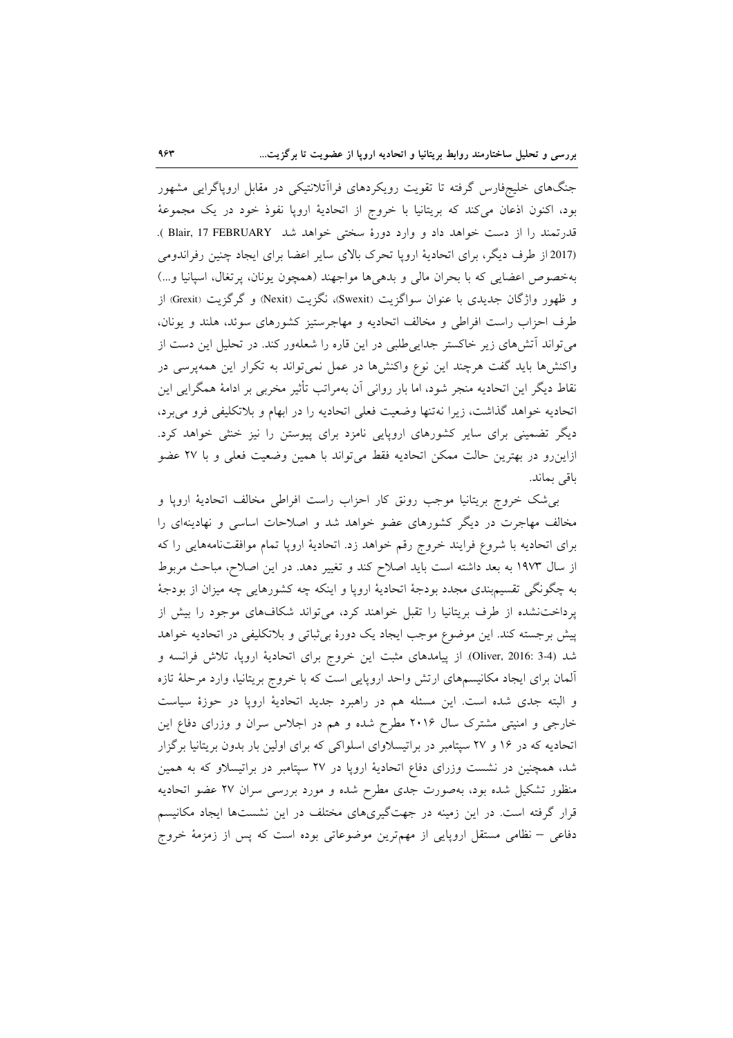جنگ‌های خلیج‌فارس گرفته تا تقویت رویکردهای فراآتلانتیکی در مقابل اروپاگرایی مشهور بود، اکنون اذعان می‌کند که بریتانیا با خروج از اتحادیهٔ اروپا نفوذ خود در یک مجموعهٔ قدرتمند را از دست خواهد داد و وارد دورهٔ سختی خواهد شد Blair, 17 FEBRUARY). (2017 از طرف دیگر، برای اتحادیهٔ اروپا تحرک بالای سایر اعضا برای ایجاد چنین رفراندومی به‌خصوص اعضایی که با بحران مالی و بدهی‌ها مواجهند (همچون یونان، پرتغال، اسپانیا و...) و ظهور واژگان جدیدی با عنوان سواگزیت (Swexit)، نگزیت (Nexit) و گرگزیت (Grexit) از طرف احزاب راست افراطی و مخالف اتحادیه و مهاجرستیز کشورهای سوئد، هلند و یونان، می‌تواند آتش‌های زیر خاکستر جدایی‌طلبی در این قاره را شعله‌ور کند. در تحلیل این دست از واکنش‌ها باید گفت هرچند این نوع واکنش‌ها در عمل نمی‌تواند به تکرار این همه‌پرسی در نقاط دیگر این اتحادیه منجر شود، اما بار روانی آن به‌مراتب تأثیر مخربی بر ادامهٔ همگرایی این اتحادیه خواهد گذاشت، زیرا نه‌تنها وضعیت فعلی اتحادیه را در ابهام و بلاتکلیفی فرو می‌برد، دیگر تضمینی برای سایر کشورهای اروپایی نامزد برای پیوستن را نیز خنثی خواهد کرد. ازاین‌رو در بهترین حالت ممکن اتحادیه فقط می‌تواند با همین وضعیت فعلی و با ۲۷ عضو باقی بماند.

بی‌شک خروج بریتانیا موجب رونق کار احزاب راست افراطی مخالف اتحادیهٔ اروپا و مخالف مهاجرت در دیگر کشورهای عضو خواهد شد و اصلاحات اساسی و نهادینه‌ای را برای اتحادیه با شروع فرایند خروج رقم خواهد زد. اتحادیهٔ اروپا تمام موافقت‌نامه‌هایی را که از سال ۱۹۷۳ به بعد داشته است باید اصلاح کند و تغییر دهد. در این اصلاح، مباحث مربوط به چگونگی تقسیم‌بندی مجدد بودجهٔ اتحادیهٔ اروپا و اینکه چه کشورهایی چه میزان از بودجهٔ پرداخت‌نشده از طرف بریتانیا را تقبل خواهند کرد، می‌تواند شکاف‌های موجود را بیش از پیش برجسته کند. این موضوع موجب ایجاد یک دورهٔ بی‌ثباتی و بلاتکلیفی در اتحادیه خواهد شد (Oliver, 2016: 3-4). از پیامدهای مثبت این خروج برای اتحادیهٔ اروپا، تلاش فرانسه و آلمان برای ایجاد مکانیسم‌های ارتش واحد اروپایی است که با خروج بریتانیا، وارد مرحلهٔ تازه و البته جدی شده است. این مسئله هم در راهبرد جدید اتحادیهٔ اروپا در حوزهٔ سیاست خارجی و امنیتی مشترک سال ۲۰۱۶ مطرح شده و هم در اجلاس سران و وزرای دفاع این اتحادیه که در ۱۶ و ۲۷ سپتامبر در براتیسلاوای اسلواکی که برای اولین بار بدون بریتانیا برگزار شد، همچنین در نشست وزرای دفاع اتحادیهٔ اروپا در ۲۷ سپتامبر در براتیسلاو که به همین منظور تشکیل شده بود، به‌صورت جدی مطرح شده و مورد بررسی سران ۲۷ عضو اتحادیه قرار گرفته است. در این زمینه در جهت‌گیری‌های مختلف در این نشست‌ها ایجاد مکانیسم دفاعی – نظامی مستقل اروپایی از مهم‌ترین موضوعاتی بوده است که پس از زمزمهٔ خروج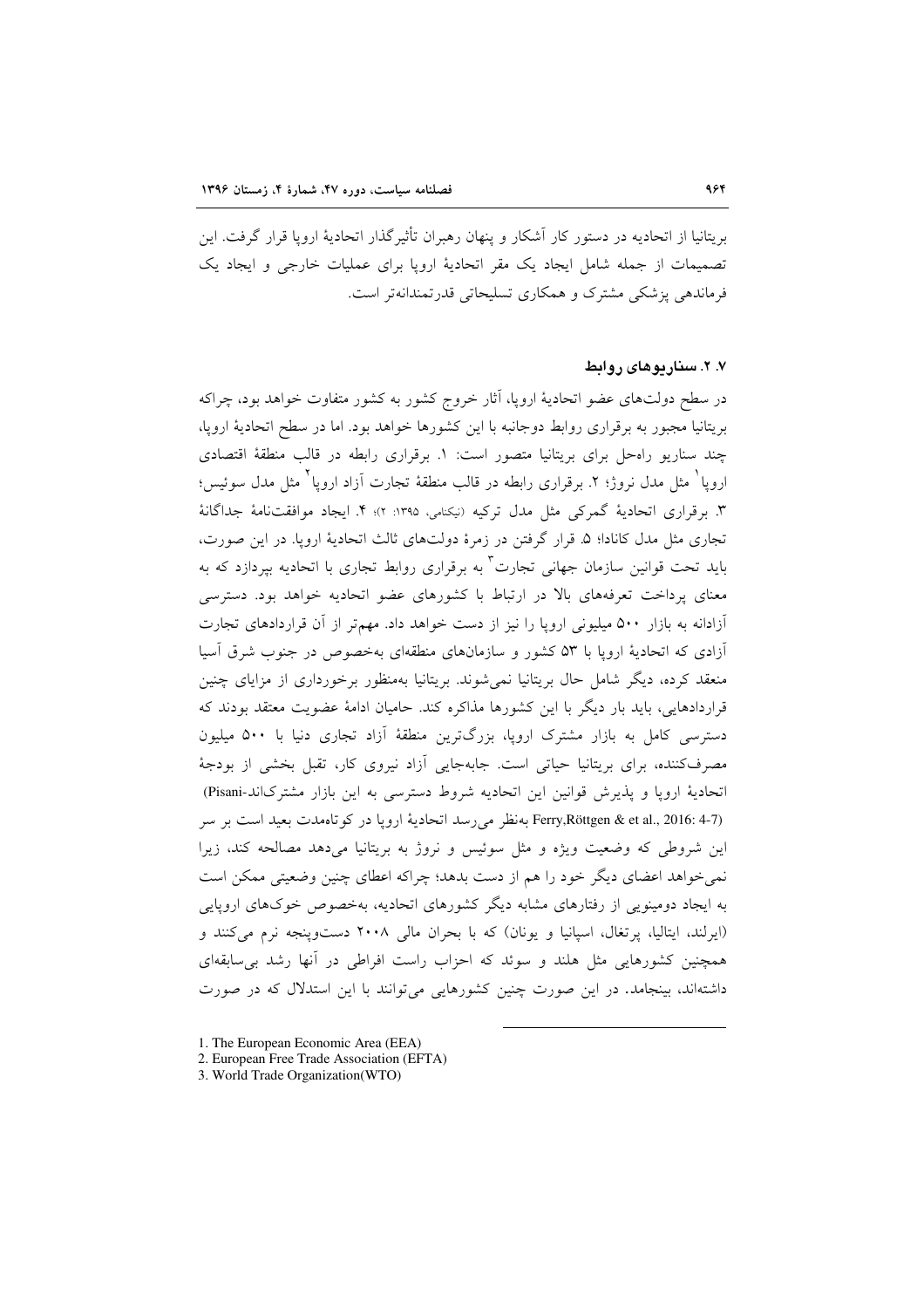بریتانیا از اتحادیه در دستور کار آشکار و پنهان رهبران تأثیرگذار اتحادیهٔ اروپا قرار گرفت. این تصمیمات از جمله شامل ایجاد یک مقر اتحادیهٔ اروپا برای عملیات خارجی و ایجاد یک فرماندهی پزشکی مشترک و همکاری تسلیحاتی قدرتمندانه‌تر است.

#### ۷. ۲. سناریوهای روابط

در سطح دولت‌های عضو اتحادیهٔ اروپا، آثار خروج کشور به کشور متفاوت خواهد بود، چراکه بریتانیا مجبور به برقراری روابط دوجانبه با این کشورها خواهد بود. اما در سطح اتحادیهٔ اروپا، چند سناریو راه‌حل برای بریتانیا متصور است: ۱. برقراری رابطه در قالب منطقهٔ اقتصادی اروپا[1] مثل مدل نروژ؛ ۲. برقراری رابطه در قالب منطقهٔ تجارت آزاد اروپا[2] مثل مدل سوئیس؛ ۳. برقراری اتحادیهٔ گمرکی مثل مدل ترکیه (نیکنامی، ۱۳۹۵: ۲)؛ ۴. ایجاد موافقت‌نامهٔ جداگانهٔ تجاری مثل مدل کانادا؛ ۵. قرار گرفتن در زمرهٔ دولت‌های ثالث اتحادیهٔ اروپا. در این صورت، باید تحت قوانین سازمان جهانی تجارت[3] به برقراری روابط تجاری با اتحادیه بپردازد که به معنای پرداخت تعرفه‌های بالا در ارتباط با کشورهای عضو اتحادیه خواهد بود. دسترسی آزادانه به بازار ۵۰۰ میلیونی اروپا را نیز از دست خواهد داد. مهم‌تر از آن قراردادهای تجارت آزادی که اتحادیهٔ اروپا با ۵۳ کشور و سازمان‌های منطقه‌ای به‌خصوص در جنوب شرق آسیا منعقد کرده، دیگر شامل حال بریتانیا نمی‌شوند. بریتانیا به‌منظور برخورداری از مزایای چنین قراردادهایی، باید بار دیگر با این کشورها مذاکره کند. حامیان ادامهٔ عضویت معتقد بودند که دسترسی کامل به بازار مشترک اروپا، بزرگ‌ترین منطقهٔ آزاد تجاری دنیا با ۵۰۰ میلیون مصرف‌کننده، برای بریتانیا حیاتی است. جابه‌جایی آزاد نیروی کار، تقبل بخشی از بودجهٔ اتحادیهٔ اروپا و پذیرش قوانین این اتحادیه شروط دسترسی به این بازار مشترک‌اند (Pisani-Ferry,Röttgen & et al., 2016: 4-7) به‌نظر می‌رسد اتحادیهٔ اروپا در کوتاه‌مدت بعید است بر سر این شروطی که وضعیت ویژه و مثل سوئیس و نروژ به بریتانیا می‌دهد مصالحه کند، زیرا نمی‌خواهد اعضای دیگر خود را هم از دست بدهد؛ چراکه اعطای چنین وضعیتی ممکن است به ایجاد دومینویی از رفتارهای مشابه دیگر کشورهای اتحادیه، به‌خصوص خوک‌های اروپایی (ایرلند، ایتالیا، پرتغال، اسپانیا و یونان) که با بحران مالی ۲۰۰۸ دست‌وپنجه نرم می‌کنند و همچنین کشورهایی مثل هلند و سوئد که احزاب راست افراطی در آنها رشد بی‌سابقه‌ای داشته‌اند، بینجامد. در این صورت چنین کشورهایی می‌توانند با این استدلال که در صورت

---

1. The European Economic Area (EEA)
2. European Free Trade Association (EFTA)
3. World Trade Organization(WTO)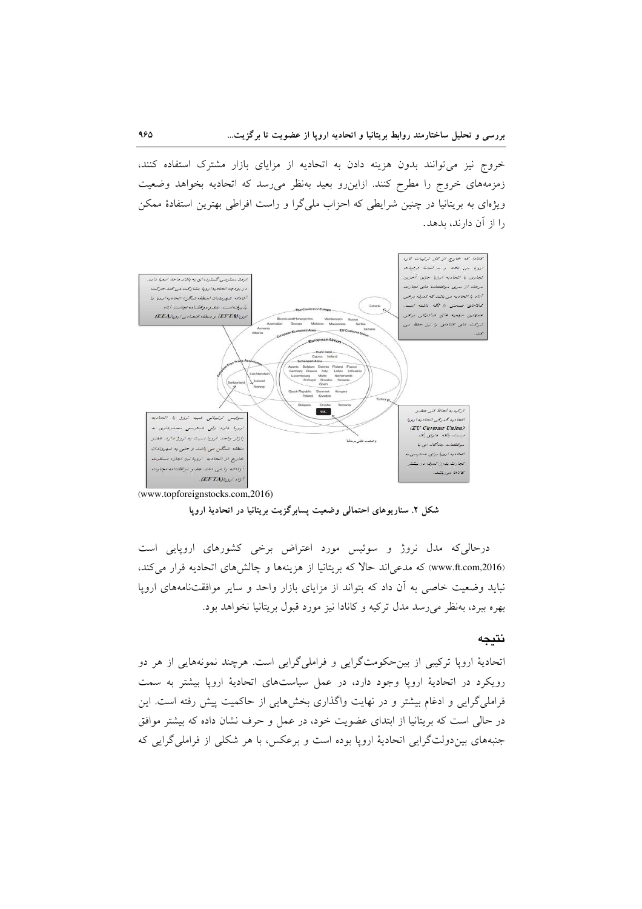خروج نیز می‌توانند بدون هزینه دادن به اتحادیه از مزایای بازار مشترک استفاده کنند، زمزمه‌های خروج را مطرح کنند. ازاین‌رو بعید به‌نظر می‌رسد که اتحادیه بخواهد وضعیت ویژه‌ای به بریتانیا در چنین شرایطی که احزاب ملی‌گرا و راست افراطی بهترین استفادهٔ ممکن را از آن دارند، بدهد.

کانادا که خارج از کل ترتیبات کلی اروپا می‌باشد و به لحاظ ترتیبات تجاری با اتحادیه اروپا جزئی آخرین مرحله از سری موافقتنامه های تجارت آزاد با اتحادیه می‌باشد که تعرفه برخی کالاهای صنعتی را لغو داشته است، همچنین سهمیه های صادراتی برخی شرکت های کشاورزی را نیز حفظ می‌کند.

نروژ دسترسی گسترده‌ای به بازار واحد اروپا دارد. در بودجه اتحادیه اروپا مشارکت می‌کند، حرکت آزادانه شهروندان (منطقه شنگن) اتحادیه اروپا را پذیرفته است، عضو موافقتنامه تجارت آزاد اروپا (EFTA) و منطقه اقتصادی اروپا (EEA).

سوئیس ترتیباتی شبیه نروژ با اتحادیه اروپا دارد ولی دسترسی محدودتری به بازار واحد اروپا نسبت به نروژ دارد. عضو منطقه شنگن می‌باشد و حتی به شهروندان خارج از اتحادیه اروپا نیز اجازه مسافرت آزادانه را می‌دهد. عضو موافقتنامه تجارت آزاد اروپا (EFTA).

ترکیه به لحاظ فنی عضو اتحادیه گمرکی اتحادیه اروپا (EU Customs Union) نیست، بلکه دارای یک موافقتنامه جداگانه ای با اتحادیه اروپا برای دسترسی به تجارت بدون تعرفه در بیشتر کالاها می‌باشد.

وضعیت فعلی بریتانیا

(www.topforeignstocks.com,2016)

**شکل ۲. سناریوهای احتمالی وضعیت پسابرگزیت بریتانیا در اتحادیهٔ اروپا**

درحالی‌که مدل نروژ و سوئیس مورد اعتراض برخی کشورهای اروپایی است (www.ft.com,2016) که مدعی‌اند حالا که بریتانیا از هزینه‌ها و چالش‌های اتحادیه فرار می‌کند، نباید وضعیت خاصی به آن داد که بتواند از مزایای بازار واحد و سایر موافقت‌نامه‌های اروپا بهره ببرد، به‌نظر می‌رسد مدل ترکیه و کانادا نیز مورد قبول بریتانیا نخواهد بود.

## نتیجه

اتحادیهٔ اروپا ترکیبی از بین‌حکومت‌گرایی و فراملی‌گرایی است. هرچند نمونه‌هایی از هر دو رویکرد در اتحادیهٔ اروپا وجود دارد، در عمل سیاست‌های اتحادیهٔ اروپا بیشتر به سمت فراملی‌گرایی و ادغام بیشتر و در نهایت واگذاری بخش‌هایی از حاکمیت پیش رفته است. این در حالی است که بریتانیا از ابتدای عضویت خود، در عمل و حرف نشان داده که بیشتر موافق جنبه‌های بین‌دولت‌گرایی اتحادیهٔ اروپا بوده است و برعکس، با هر شکلی از فراملی‌گرایی که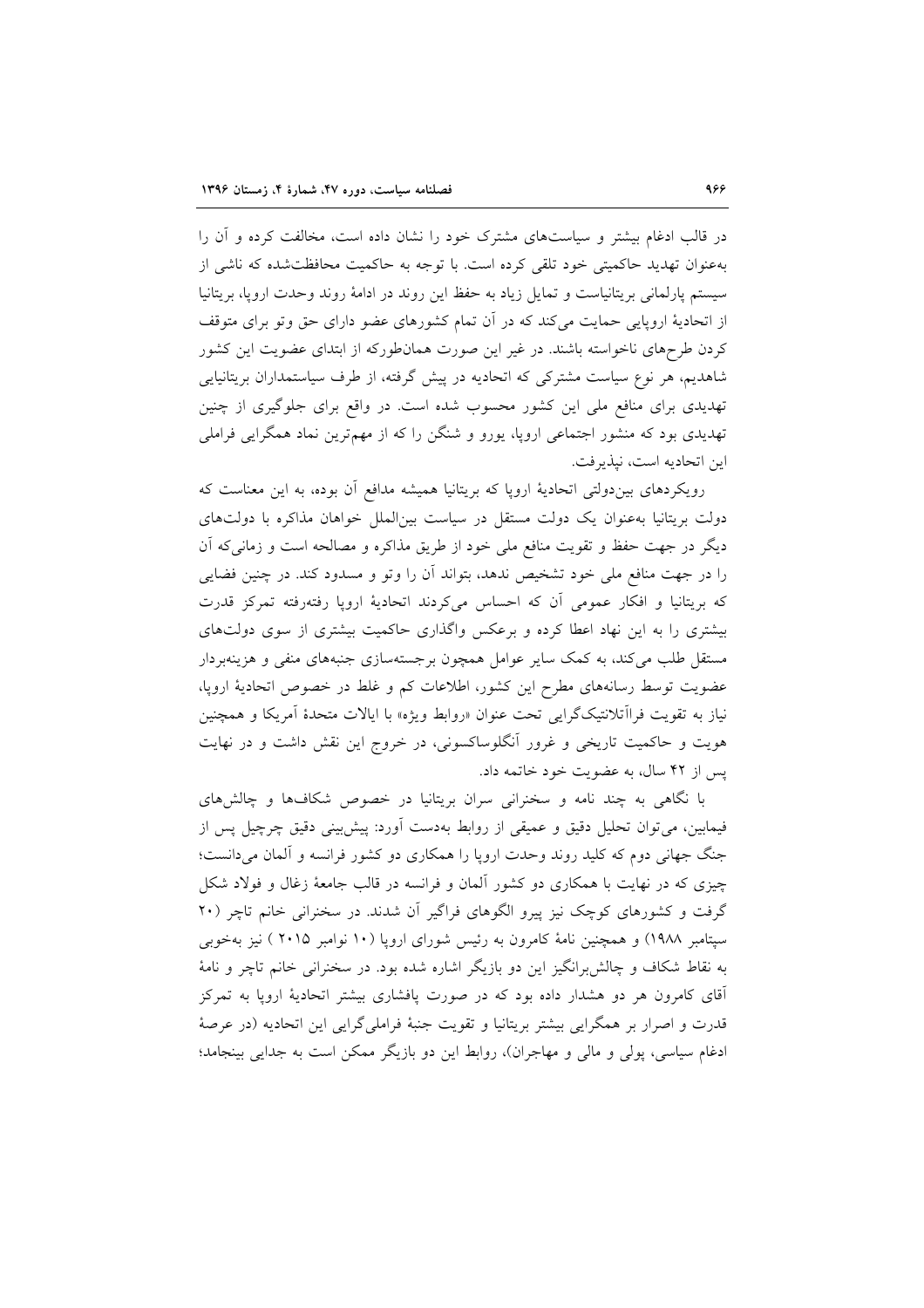در قالب ادغام بیشتر و سیاست‌های مشترک خود را نشان داده است، مخالفت کرده و آن را به‌عنوان تهدید حاکمیتی خود تلقی کرده است. با توجه به حاکمیت محافظت‌شده که ناشی از سیستم پارلمانی بریتانیاست و تمایل زیاد به حفظ این روند در ادامهٔ روند وحدت اروپا، بریتانیا از اتحادیهٔ اروپایی حمایت می‌کند که در آن تمام کشورهای عضو دارای حق وتو برای متوقف کردن طرح‌های ناخواسته باشند. در غیر این صورت همان‌طورکه از ابتدای عضویت این کشور شاهدیم، هر نوع سیاست مشترکی که اتحادیه در پیش گرفته، از طرف سیاستمداران بریتانیایی تهدیدی برای منافع ملی این کشور محسوب شده است. در واقع برای جلوگیری از چنین تهدیدی بود که منشور اجتماعی اروپا، یورو و شنگن را که از مهم‌ترین نماد همگرایی فراملی این اتحادیه است، نپذیرفت.

رویکردهای بین‌دولتی اتحادیهٔ اروپا که بریتانیا همیشه مدافع آن بوده، به این معناست که دولت بریتانیا به‌عنوان یک دولت مستقل در سیاست بین‌الملل خواهان مذاکره با دولت‌های دیگر در جهت حفظ و تقویت منافع ملی خود از طریق مذاکره و مصالحه است و زمانی‌که آن را در جهت منافع ملی خود تشخیص ندهد، بتواند آن را وتو و مسدود کند. در چنین فضایی که بریتانیا و افکار عمومی آن که احساس می‌کردند اتحادیهٔ اروپا رفته‌رفته تمرکز قدرت بیشتری را به این نهاد اعطا کرده و برعکس واگذاری حاکمیت بیشتری از سوی دولت‌های مستقل طلب می‌کند، به کمک سایر عوامل همچون برجسته‌سازی جنبه‌های منفی و هزینه‌بردار عضویت توسط رسانه‌های مطرح این کشور، اطلاعات کم و غلط در خصوص اتحادیهٔ اروپا، نیاز به تقویت فراآتلانتیک‌گرایی تحت عنوان «روابط ویژه» با ایالات متحدهٔ آمریکا و همچنین هویت و حاکمیت تاریخی و غرور آنگلوساکسونی، در خروج این نقش داشت و در نهایت پس از ۴۲ سال، به عضویت خود خاتمه داد.

با نگاهی به چند نامه و سخنرانی سران بریتانیا در خصوص شکاف‌ها و چالش‌های فیمابین، می‌توان تحلیل دقیق و عمیقی از روابط به‌دست آورد: پیش‌بینی دقیق چرچیل پس از جنگ جهانی دوم که کلید روند وحدت اروپا را همکاری دو کشور فرانسه و آلمان می‌دانست؛ چیزی که در نهایت با همکاری دو کشور آلمان و فرانسه در قالب جامعهٔ زغال و فولاد شکل گرفت و کشورهای کوچک نیز پیرو الگوهای فراگیر آن شدند. در سخنرانی خانم تاچر (۲۰ سپتامبر ۱۹۸۸) و همچنین نامهٔ کامرون به رئیس شورای اروپا (۱۰ نوامبر ۲۰۱۵ ) نیز به‌خوبی به نقاط شکاف و چالش‌برانگیز این دو بازیگر اشاره شده بود. در سخنرانی خانم تاچر و نامهٔ آقای کامرون هر دو هشدار داده بود که در صورت پافشاری بیشتر اتحادیهٔ اروپا به تمرکز قدرت و اصرار بر همگرایی بیشتر بریتانیا و تقویت جنبهٔ فراملی‌گرایی این اتحادیه (در عرصهٔ ادغام سیاسی، پولی و مالی و مهاجران)، روابط این دو بازیگر ممکن است به جدایی بینجامد؛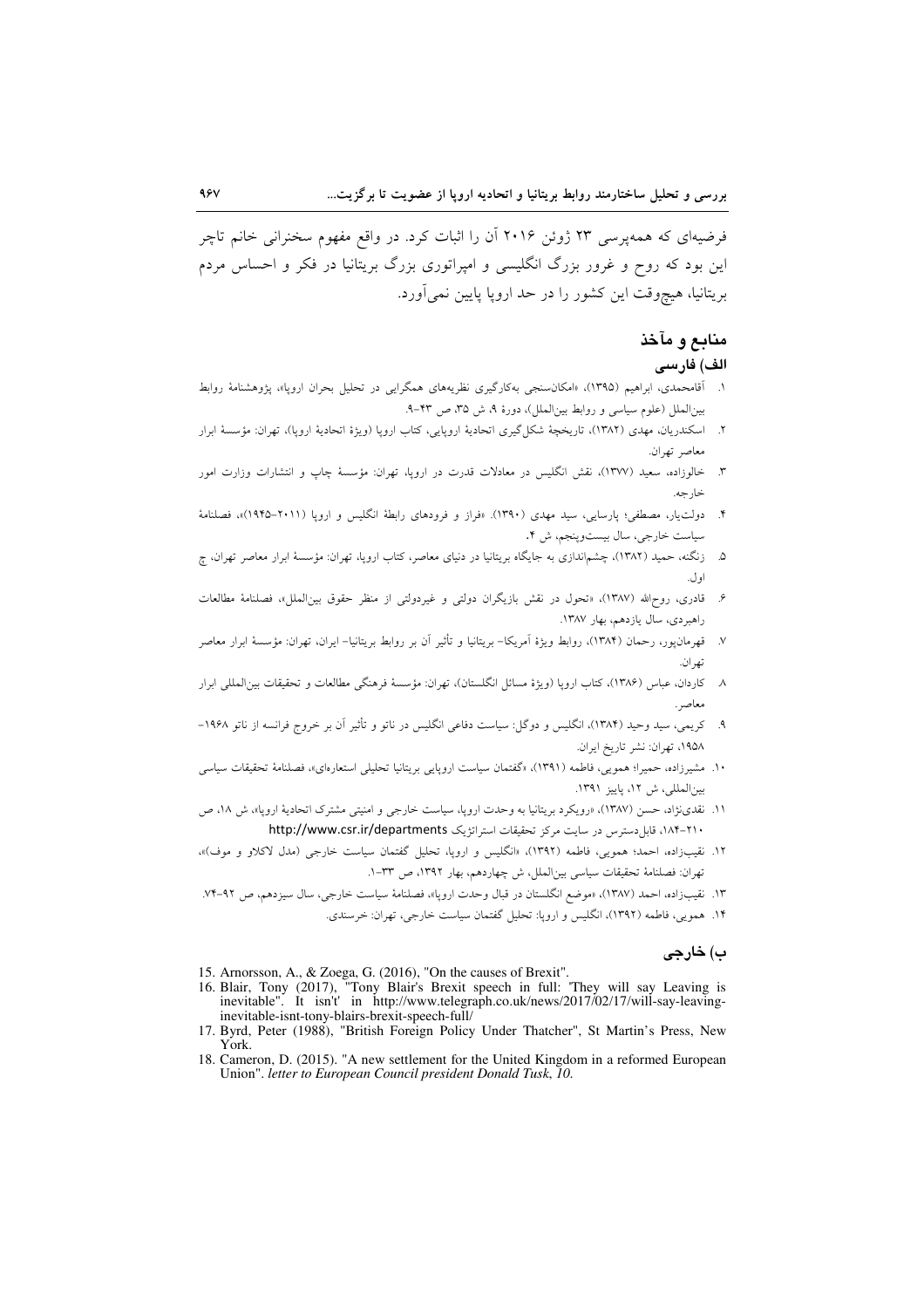فرضیه‌ای که همه‌پرسی ۲۳ ژوئن ۲۰۱۶ آن را اثبات کرد. در واقع مفهوم سخنرانی خانم تاچر این بود که روح و غرور بزرگ انگلیسی و امپراتوری بزرگ بریتانیا در فکر و احساس مردم بریتانیا، هیچ‌وقت این کشور را در حد اروپا پایین نمی‌آورد.

## منابع و مآخذ

### الف) فارسی

۱. آقامحمدی، ابراهیم (۱۳۹۵)، «امکان‌سنجی به‌کارگیری نظریه‌های همگرایی در تحلیل بحران اروپا»، پژوهشنامهٔ روابط بین‌الملل (علوم سیاسی و روابط بین‌الملل)، دورهٔ ۹، ش ۳۵، ص ۴۳-۹.

۲. اسکندریان، مهدی (۱۳۸۲)، تاریخچهٔ شکل‌گیری اتحادیهٔ اروپایی، کتاب اروپا (ویژهٔ اتحادیهٔ اروپا)، تهران: مؤسسهٔ ابرار معاصر تهران.

۳. خالوزاده، سعید (۱۳۷۷)، نقش انگلیس در معادلات قدرت در اروپا، تهران: مؤسسهٔ چاپ و انتشارات وزارت امور خارجه.

۴. دولت‌یار، مصطفی؛ پارسایی، سید مهدی (۱۳۹۰). «فراز و فرودهای رابطهٔ انگلیس و اروپا (۲۰۱۱-۱۹۴۵)»، فصلنامهٔ سیاست خارجی، سال بیست‌وپنجم، ش ۴.

۵. زنگنه، حمید (۱۳۸۲)، چشم‌اندازی به جایگاه بریتانیا در دنیای معاصر، کتاب اروپا، تهران: مؤسسهٔ ابرار معاصر تهران، چ اول.

۶. قادری، روح‌الله (۱۳۸۷)، «تحول در نقش بازیگران دولتی و غیردولتی از منظر حقوق بین‌الملل»، فصلنامهٔ مطالعات راهبردی، سال یازدهم، بهار ۱۳۸۷.

۷. قهرمان‌پور، رحمان (۱۳۸۴)، روابط ویژهٔ آمریکا- بریتانیا و تأثیر آن بر روابط بریتانیا- ایران، تهران: مؤسسهٔ ابرار معاصر تهران.

۸. کاردان، عباس (۱۳۸۶)، کتاب اروپا (ویژهٔ مسائل انگلستان)، تهران: مؤسسهٔ فرهنگی مطالعات و تحقیقات بین‌المللی ابرار معاصر.

۹. کریمی، سید وحید (۱۳۸۴)، انگلیس و دوگل: سیاست دفاعی انگلیس در ناتو و تأثیر آن بر خروج فرانسه از ناتو ۱۹۶۸-۱۹۵۸، تهران: نشر تاریخ ایران.

۱۰. مشیرزاده، حمیرا؛ همویی، فاطمه (۱۳۹۱)، «گفتمان سیاست اروپایی بریتانیا تحلیلی استعاره‌ای»، فصلنامهٔ تحقیقات سیاسی بین‌المللی، ش ۱۲، پاییز ۱۳۹۱.

۱۱. نقدی‌نژاد، حسن (۱۳۸۷)، «رویکرد بریتانیا به وحدت اروپا، سیاست خارجی و امنیتی مشترک اتحادیهٔ اروپا»، ش ۱۸، ص ۲۱۰-۱۸۴، قابل‌دسترس در سایت مرکز تحقیقات استراتژیک http://www.csr.ir/departments

۱۲. نقیب‌زاده، احمد؛ همویی، فاطمه (۱۳۹۲)، «انگلیس و اروپا، تحلیل گفتمان سیاست خارجی (مدل لاکلاو و موف)»، تهران: فصلنامهٔ تحقیقات سیاسی بین‌الملل، ش چهاردهم، بهار ۱۳۹۲، ص ۳۳-۱.

۱۳. نقیب‌زاده، احمد (۱۳۸۷)، «موضع انگلستان در قبال وحدت اروپا»، فصلنامهٔ سیاست خارجی، سال سیزدهم، ص ۹۲-۷۴.

۱۴. همویی، فاطمه (۱۳۹۲)، انگلیس و اروپا: تحلیل گفتمان سیاست خارجی، تهران: خرسندی.

### ب) خارجی

15. Arnorsson, A., & Zoega, G. (2016), "On the causes of Brexit".
16. Blair, Tony (2017), "Tony Blair's Brexit speech in full: 'They will say Leaving is inevitable". It isn't' in http://www.telegraph.co.uk/news/2017/02/17/will-say-leaving-inevitable-isnt-tony-blairs-brexit-speech-full/
17. Byrd, Peter (1988), "British Foreign Policy Under Thatcher", St Martin's Press, New York.
18. Cameron, D. (2015). "A new settlement for the United Kingdom in a reformed European Union". *letter to European Council president Donald Tusk*, *10.*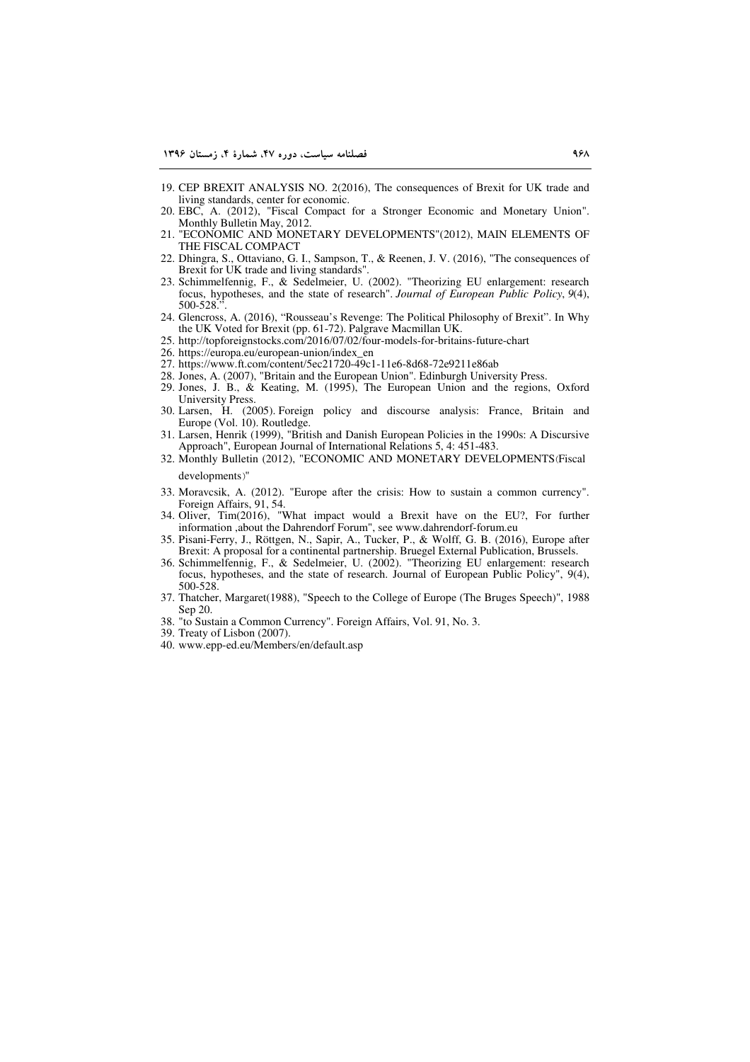19. CEP BREXIT ANALYSIS NO. 2(2016), The consequences of Brexit for UK trade and living standards, center for economic.
20. EBC, A. (2012), "Fiscal Compact for a Stronger Economic and Monetary Union". Monthly Bulletin May, 2012.
21. "ECONOMIC AND MONETARY DEVELOPMENTS"(2012), MAIN ELEMENTS OF THE FISCAL COMPACT
22. Dhingra, S., Ottaviano, G. I., Sampson, T., & Reenen, J. V. (2016), "The consequences of Brexit for UK trade and living standards".
23. Schimmelfennig, F., & Sedelmeier, U. (2002). "Theorizing EU enlargement: research focus, hypotheses, and the state of research". *Journal of European Public Policy*, *9*(4), 500-528.".
24. Glencross, A. (2016), "Rousseau's Revenge: The Political Philosophy of Brexit". In Why the UK Voted for Brexit (pp. 61-72). Palgrave Macmillan UK.
25. http://topforeignstocks.com/2016/07/02/four-models-for-britains-future-chart
26. https://europa.eu/european-union/index_en
27. https://www.ft.com/content/5ec21720-49c1-11e6-8d68-72e9211e86ab
28. Jones, A. (2007), "Britain and the European Union". Edinburgh University Press.
29. Jones, J. B., & Keating, M. (1995), The European Union and the regions, Oxford University Press.
30. Larsen, H. (2005). Foreign policy and discourse analysis: France, Britain and Europe (Vol. 10). Routledge.
31. Larsen, Henrik (1999), "British and Danish European Policies in the 1990s: A Discursive Approach", European Journal of International Relations 5, 4: 451-483.
32. Monthly Bulletin (2012), "ECONOMIC AND MONETARY DEVELOPMENTS(Fiscal developments)"
33. Moravcsik, A. (2012). "Europe after the crisis: How to sustain a common currency". Foreign Affairs, 91, 54.
34. Oliver, Tim(2016), "What impact would a Brexit have on the EU?, For further information ,about the Dahrendorf Forum", see www.dahrendorf-forum.eu
35. Pisani-Ferry, J., Röttgen, N., Sapir, A., Tucker, P., & Wolff, G. B. (2016), Europe after Brexit: A proposal for a continental partnership. Bruegel External Publication, Brussels.
36. Schimmelfennig, F., & Sedelmeier, U. (2002). "Theorizing EU enlargement: research focus, hypotheses, and the state of research. Journal of European Public Policy", 9(4), 500-528.
37. Thatcher, Margaret(1988), "Speech to the College of Europe (The Bruges Speech)", 1988 Sep 20.
38. "to Sustain a Common Currency". Foreign Affairs, Vol. 91, No. 3.
39. Treaty of Lisbon (2007).
40. www.epp-ed.eu/Members/en/default.asp